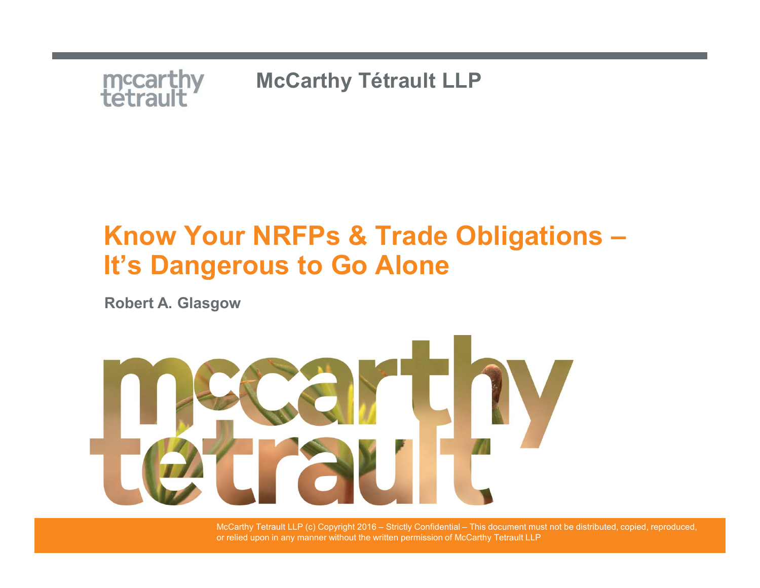McCarthy Tétrault LLP

# Know Your NRFPs & Trade Obligations – It's Dangerous to Go Alone

**Robert A. Glasgow**

McCarthy Tetrault LLP (c) Copyright 2016 – Strictly Confidential – This document must not be distributed, copied, reproduced, or relied upon in any manner without the written permission of McCarthy Tetrault LLP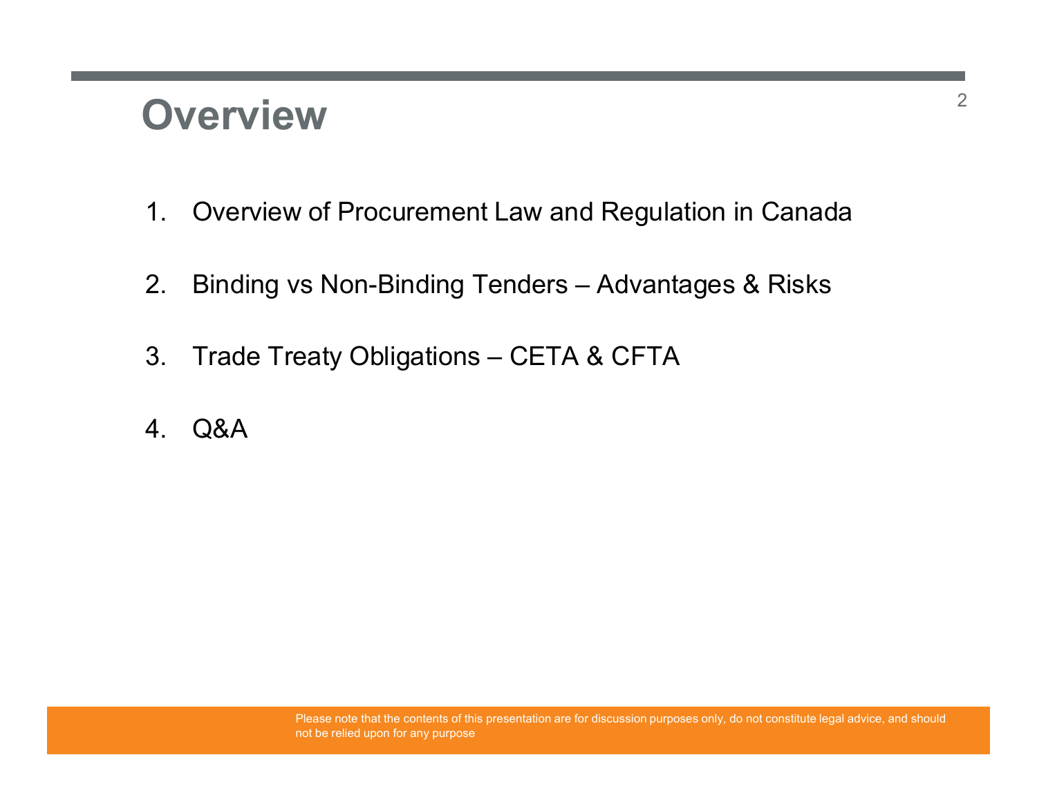# Overview

1. Overview of Procurement Law and Regulation in Canada
2. Binding vs Non-Binding Tenders – Advantages & Risks
3. Trade Treaty Obligations – CETA & CFTA
4. Q&A

Please note that the contents of this presentation are for discussion purposes only, do not constitute legal advice, and should not be relied upon for any purpose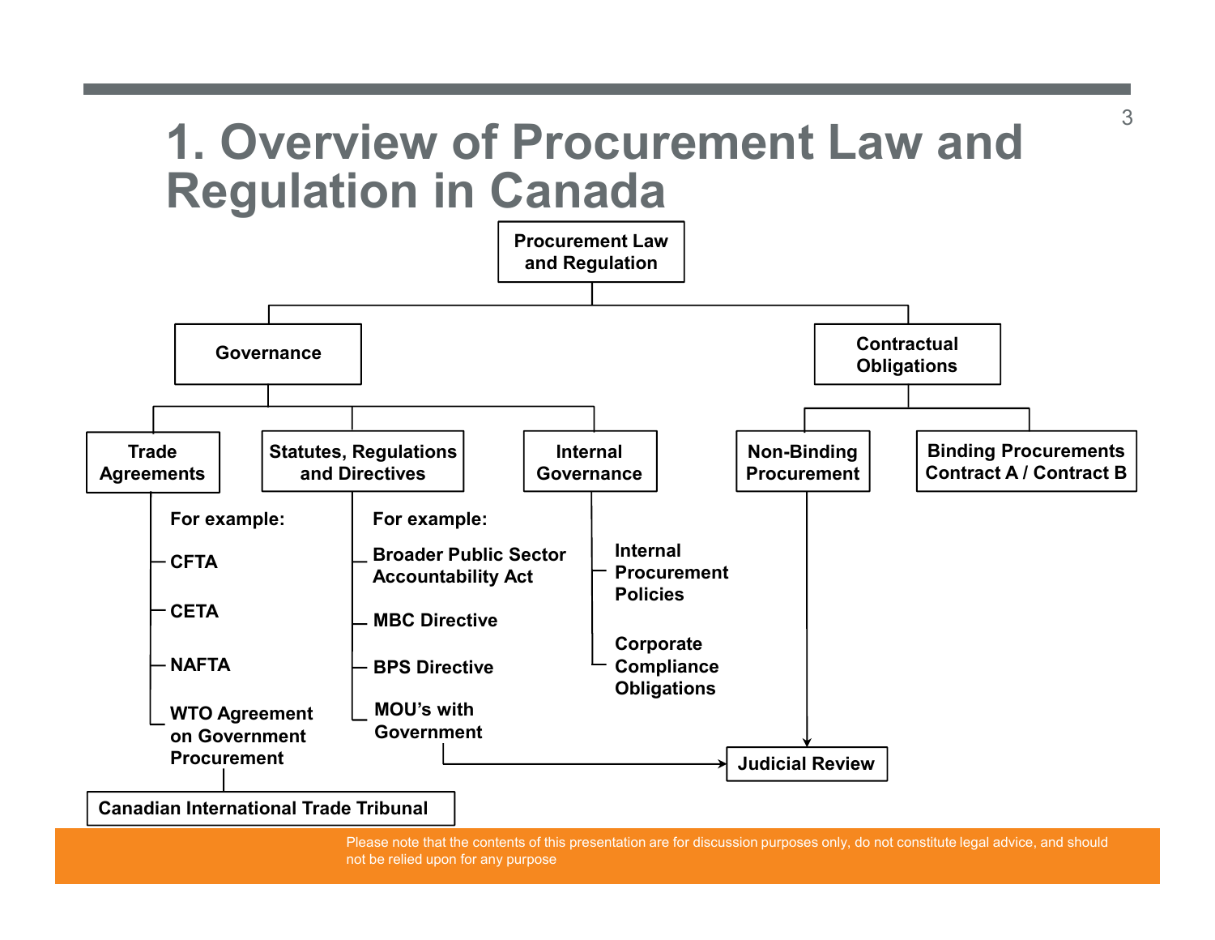# 1. Overview of Procurement Law and Regulation in Canada

- **Procurement Law and Regulation**
  - **Governance**
    - **Trade Agreements**
      - For example:
        - CFTA
        - CETA
        - NAFTA
        - WTO Agreement on Government Procurement
      - → Canadian International Trade Tribunal
    - **Statutes, Regulations and Directives**
      - For example:
        - Broader Public Sector Accountability Act
        - MBC Directive
        - BPS Directive
        - MOU's with Government
      - → Judicial Review
    - **Internal Governance**
      - Internal Procurement Policies
      - Corporate Compliance Obligations
  - **Contractual Obligations**
    - **Non-Binding Procurement**
      - → Judicial Review
    - **Binding Procurements Contract A / Contract B**

Please note that the contents of this presentation are for discussion purposes only, do not constitute legal advice, and should not be relied upon for any purpose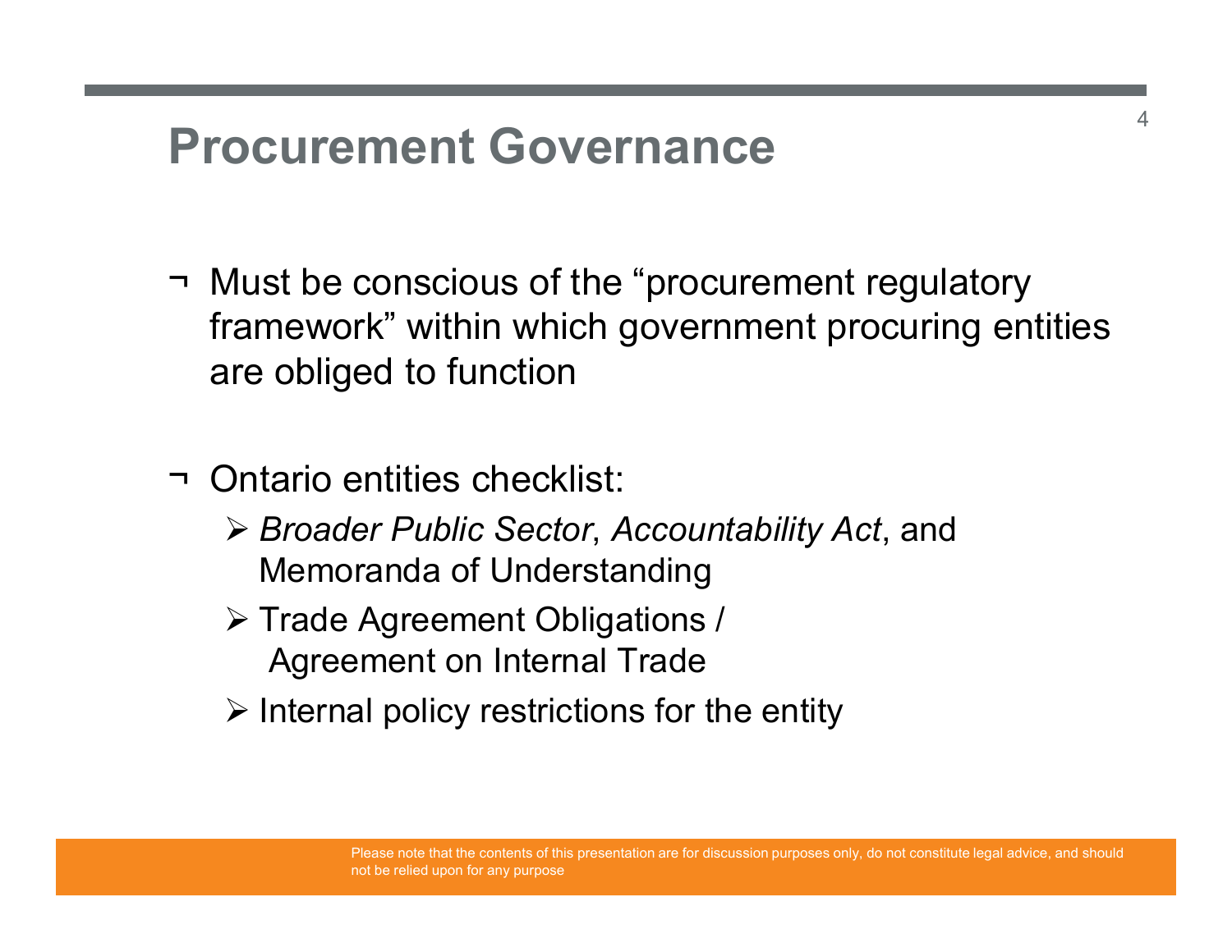# Procurement Governance

- Must be conscious of the "procurement regulatory framework" within which government procuring entities are obliged to function

- Ontario entities checklist:
  - *Broader Public Sector*, *Accountability Act*, and Memoranda of Understanding
  - Trade Agreement Obligations / Agreement on Internal Trade
  - Internal policy restrictions for the entity

Please note that the contents of this presentation are for discussion purposes only, do not constitute legal advice, and should not be relied upon for any purpose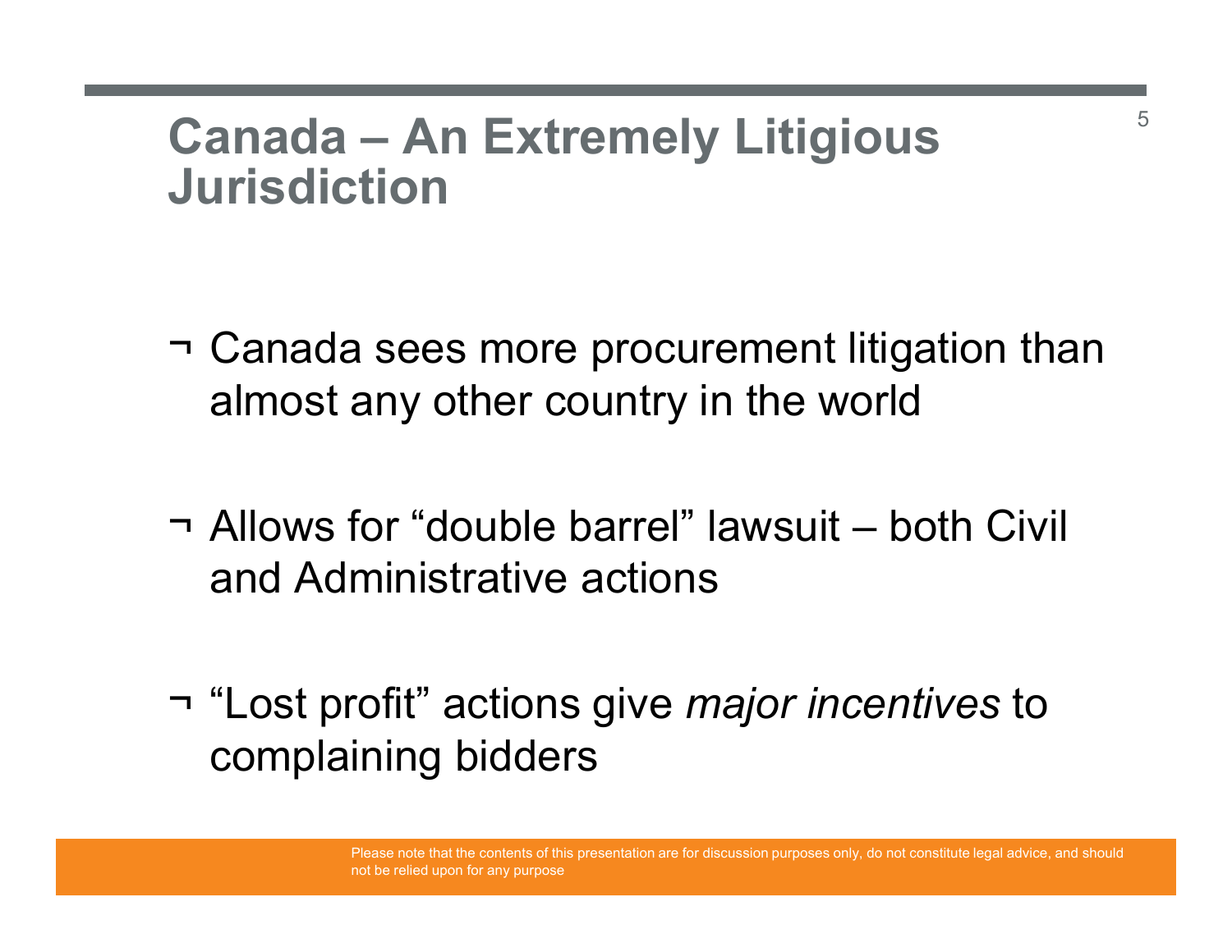# Canada – An Extremely Litigious Jurisdiction

- Canada sees more procurement litigation than almost any other country in the world
- Allows for "double barrel" lawsuit – both Civil and Administrative actions
- "Lost profit" actions give *major incentives* to complaining bidders

Please note that the contents of this presentation are for discussion purposes only, do not constitute legal advice, and should not be relied upon for any purpose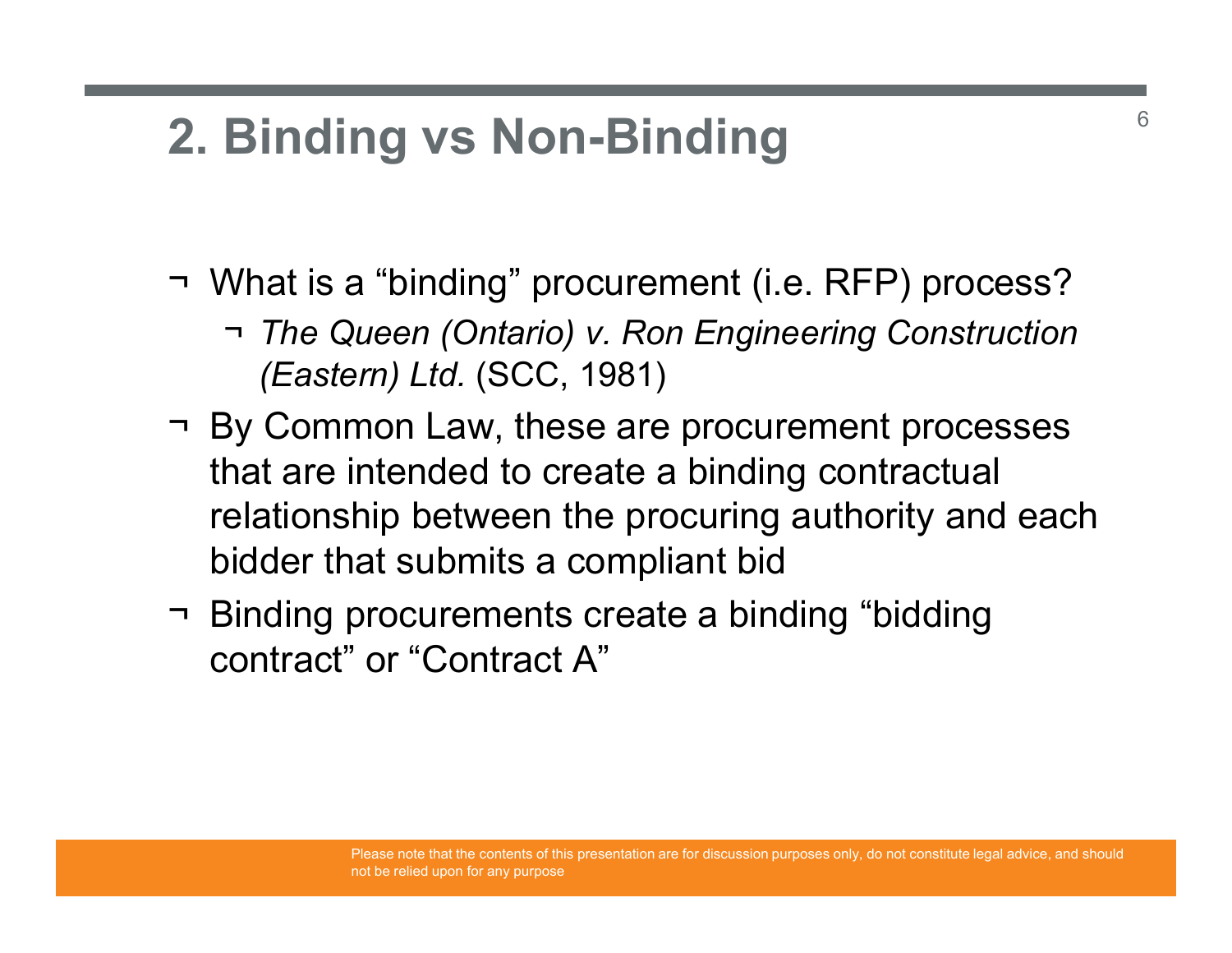## 2. Binding vs Non-Binding

- What is a "binding" procurement (i.e. RFP) process?
  - *The Queen (Ontario) v. Ron Engineering Construction (Eastern) Ltd.* (SCC, 1981)
- By Common Law, these are procurement processes that are intended to create a binding contractual relationship between the procuring authority and each bidder that submits a compliant bid
- Binding procurements create a binding "bidding contract" or "Contract A"

Please note that the contents of this presentation are for discussion purposes only, do not constitute legal advice, and should not be relied upon for any purpose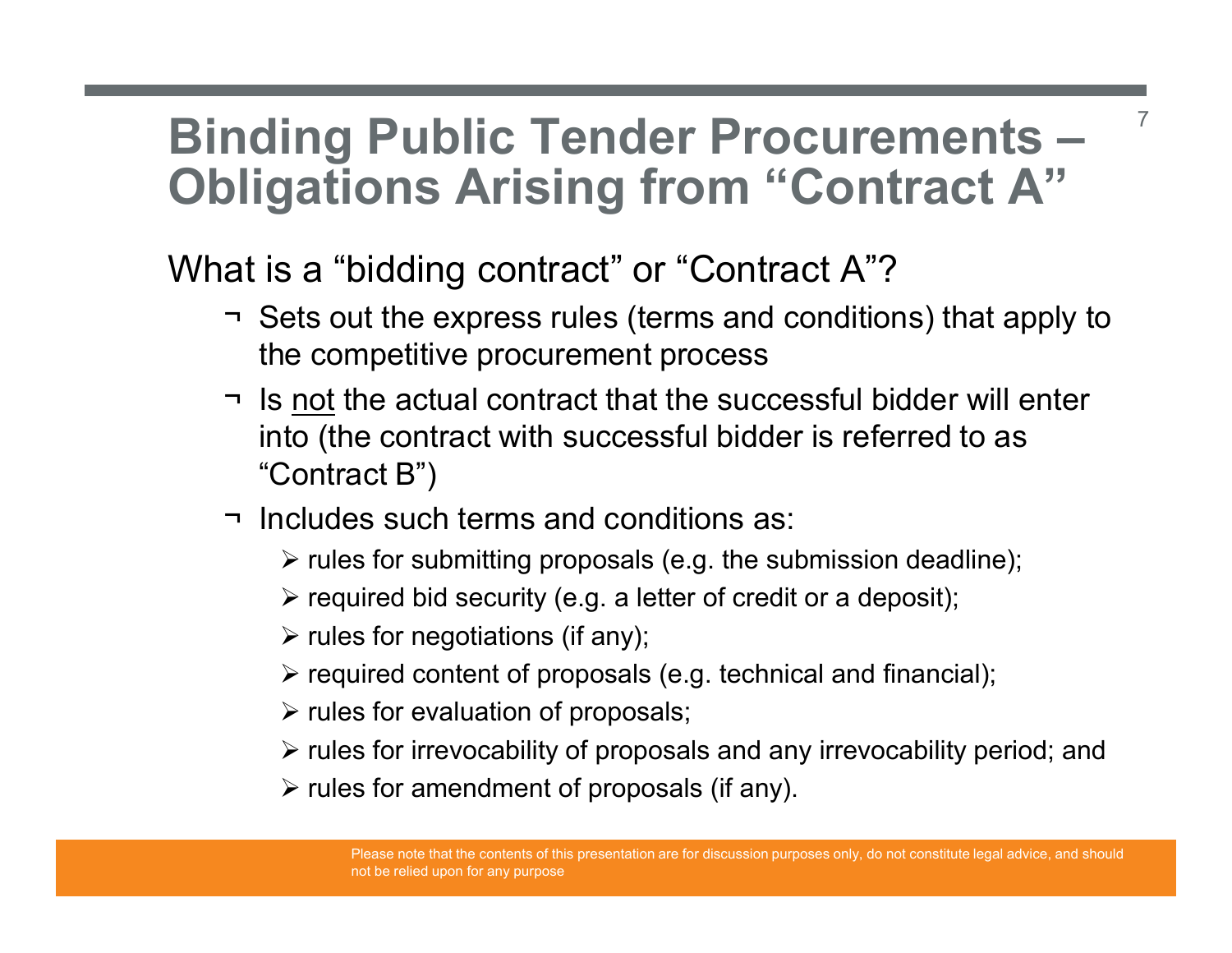# Binding Public Tender Procurements – Obligations Arising from "Contract A"

What is a "bidding contract" or "Contract A"?

- Sets out the express rules (terms and conditions) that apply to the competitive procurement process
- Is <u>not</u> the actual contract that the successful bidder will enter into (the contract with successful bidder is referred to as "Contract B")
- Includes such terms and conditions as:
  - rules for submitting proposals (e.g. the submission deadline);
  - required bid security (e.g. a letter of credit or a deposit);
  - rules for negotiations (if any);
  - required content of proposals (e.g. technical and financial);
  - rules for evaluation of proposals;
  - rules for irrevocability of proposals and any irrevocability period; and
  - rules for amendment of proposals (if any).

Please note that the contents of this presentation are for discussion purposes only, do not constitute legal advice, and should not be relied upon for any purpose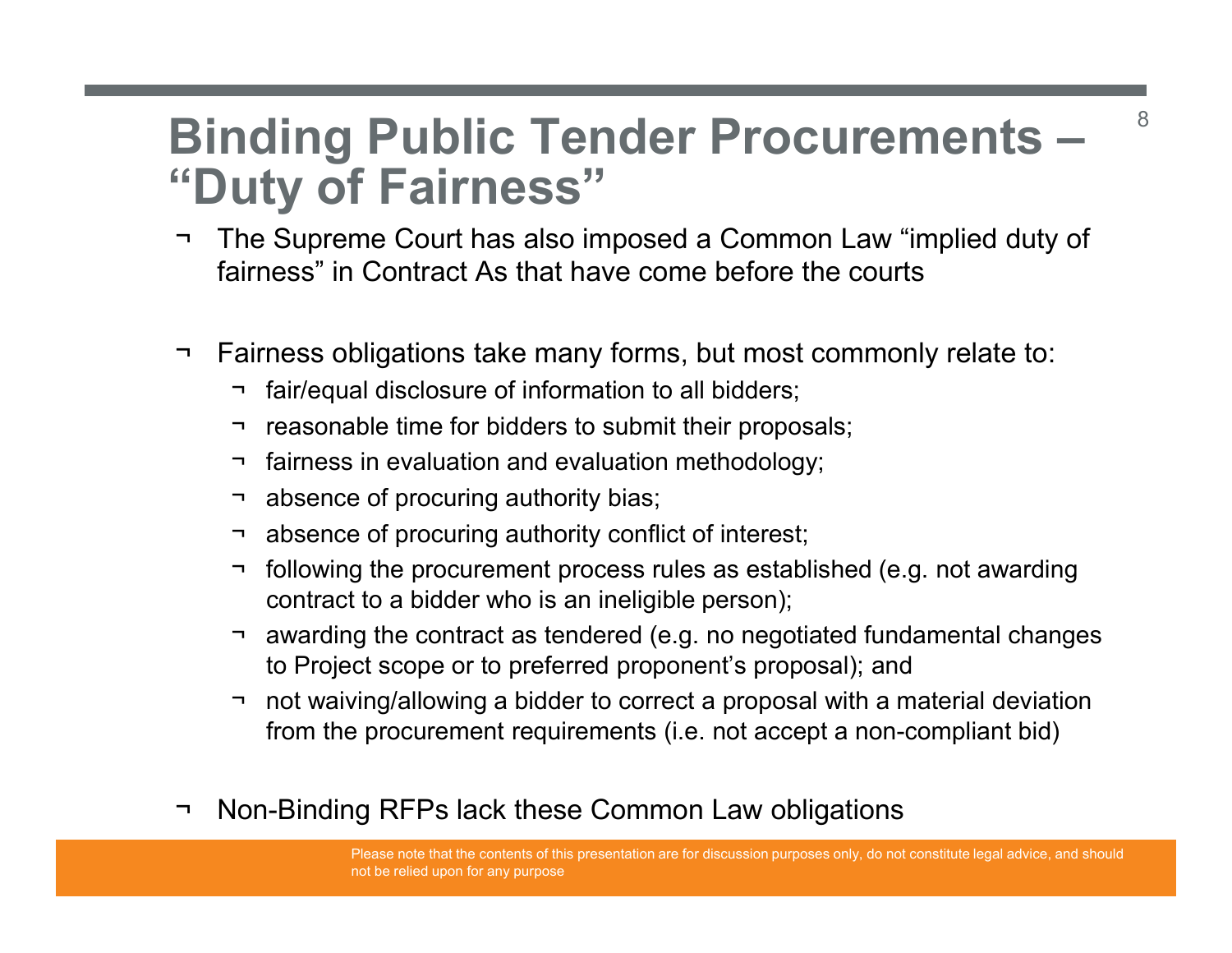# Binding Public Tender Procurements – "Duty of Fairness"

- The Supreme Court has also imposed a Common Law "implied duty of fairness" in Contract As that have come before the courts

- Fairness obligations take many forms, but most commonly relate to:
  - fair/equal disclosure of information to all bidders;
  - reasonable time for bidders to submit their proposals;
  - fairness in evaluation and evaluation methodology;
  - absence of procuring authority bias;
  - absence of procuring authority conflict of interest;
  - following the procurement process rules as established (e.g. not awarding contract to a bidder who is an ineligible person);
  - awarding the contract as tendered (e.g. no negotiated fundamental changes to Project scope or to preferred proponent's proposal); and
  - not waiving/allowing a bidder to correct a proposal with a material deviation from the procurement requirements (i.e. not accept a non-compliant bid)

- Non-Binding RFPs lack these Common Law obligations

Please note that the contents of this presentation are for discussion purposes only, do not constitute legal advice, and should not be relied upon for any purpose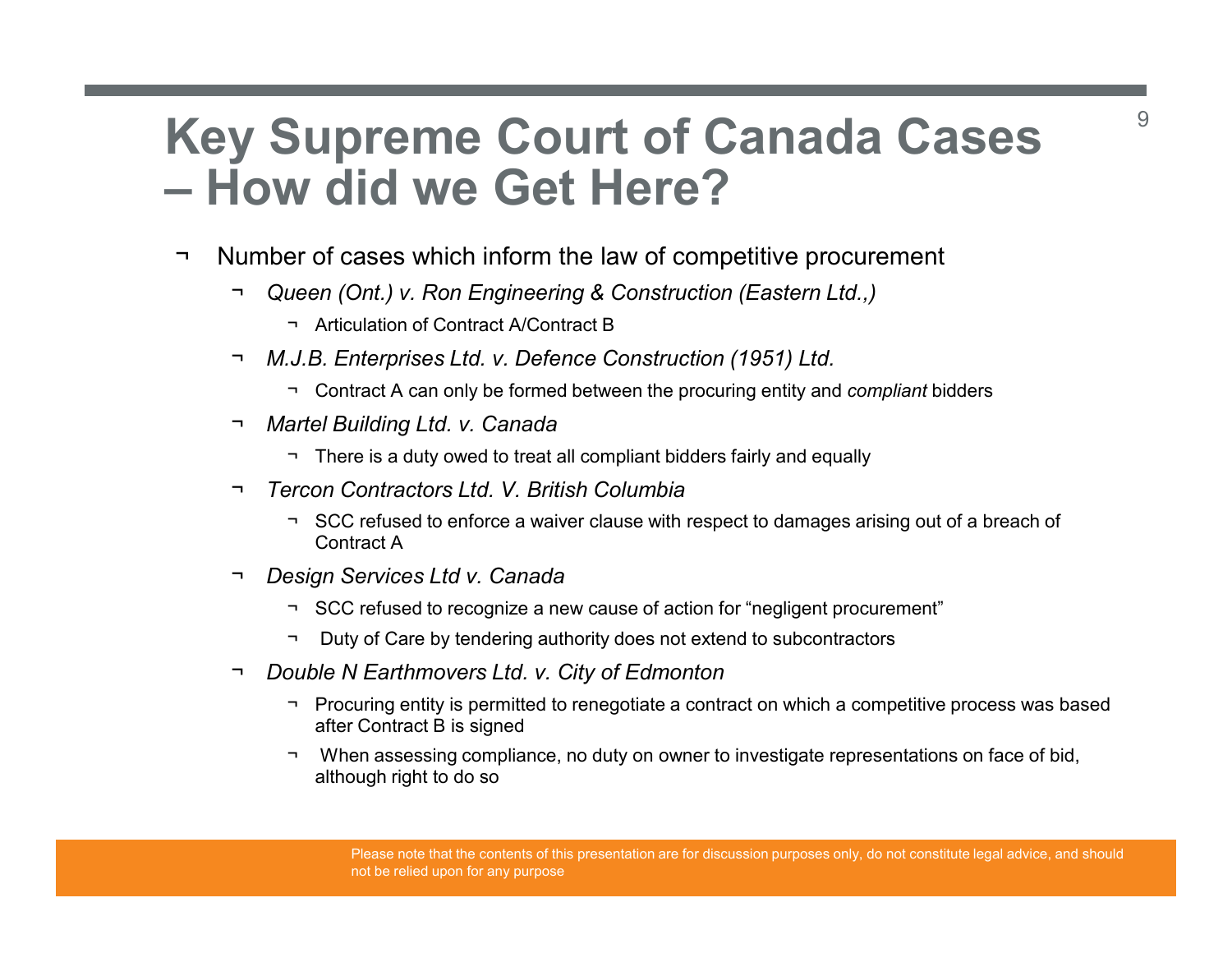# Key Supreme Court of Canada Cases – How did we Get Here?

- Number of cases which inform the law of competitive procurement
  - *Queen (Ont.) v. Ron Engineering & Construction (Eastern Ltd.,)*
    - Articulation of Contract A/Contract B
  - *M.J.B. Enterprises Ltd. v. Defence Construction (1951) Ltd.*
    - Contract A can only be formed between the procuring entity and *compliant* bidders
  - *Martel Building Ltd. v. Canada*
    - There is a duty owed to treat all compliant bidders fairly and equally
  - *Tercon Contractors Ltd. V. British Columbia*
    - SCC refused to enforce a waiver clause with respect to damages arising out of a breach of Contract A
  - *Design Services Ltd v. Canada*
    - SCC refused to recognize a new cause of action for "negligent procurement"
    - Duty of Care by tendering authority does not extend to subcontractors
  - *Double N Earthmovers Ltd. v. City of Edmonton*
    - Procuring entity is permitted to renegotiate a contract on which a competitive process was based after Contract B is signed
    - When assessing compliance, no duty on owner to investigate representations on face of bid, although right to do so

Please note that the contents of this presentation are for discussion purposes only, do not constitute legal advice, and should not be relied upon for any purpose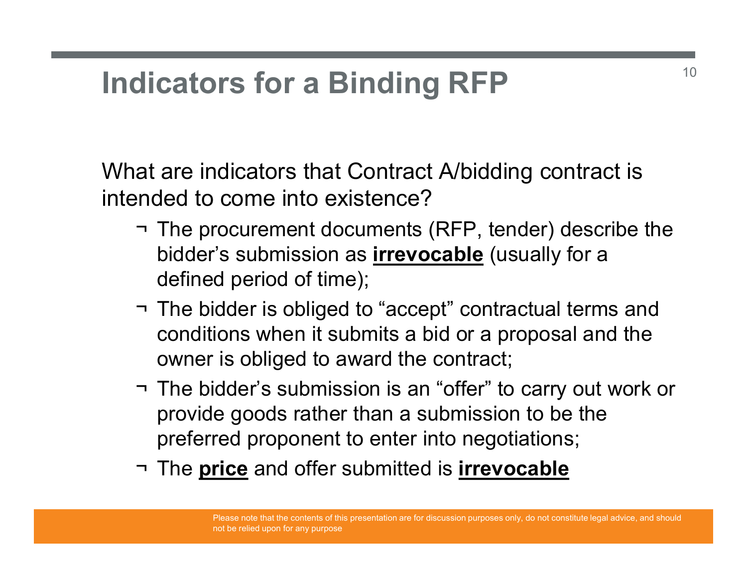# Indicators for a Binding RFP

What are indicators that Contract A/bidding contract is intended to come into existence?

- The procurement documents (RFP, tender) describe the bidder's submission as **irrevocable** (usually for a defined period of time);
- The bidder is obliged to "accept" contractual terms and conditions when it submits a bid or a proposal and the owner is obliged to award the contract;
- The bidder's submission is an "offer" to carry out work or provide goods rather than a submission to be the preferred proponent to enter into negotiations;
- The **price** and offer submitted is **irrevocable**

Please note that the contents of this presentation are for discussion purposes only, do not constitute legal advice, and should not be relied upon for any purpose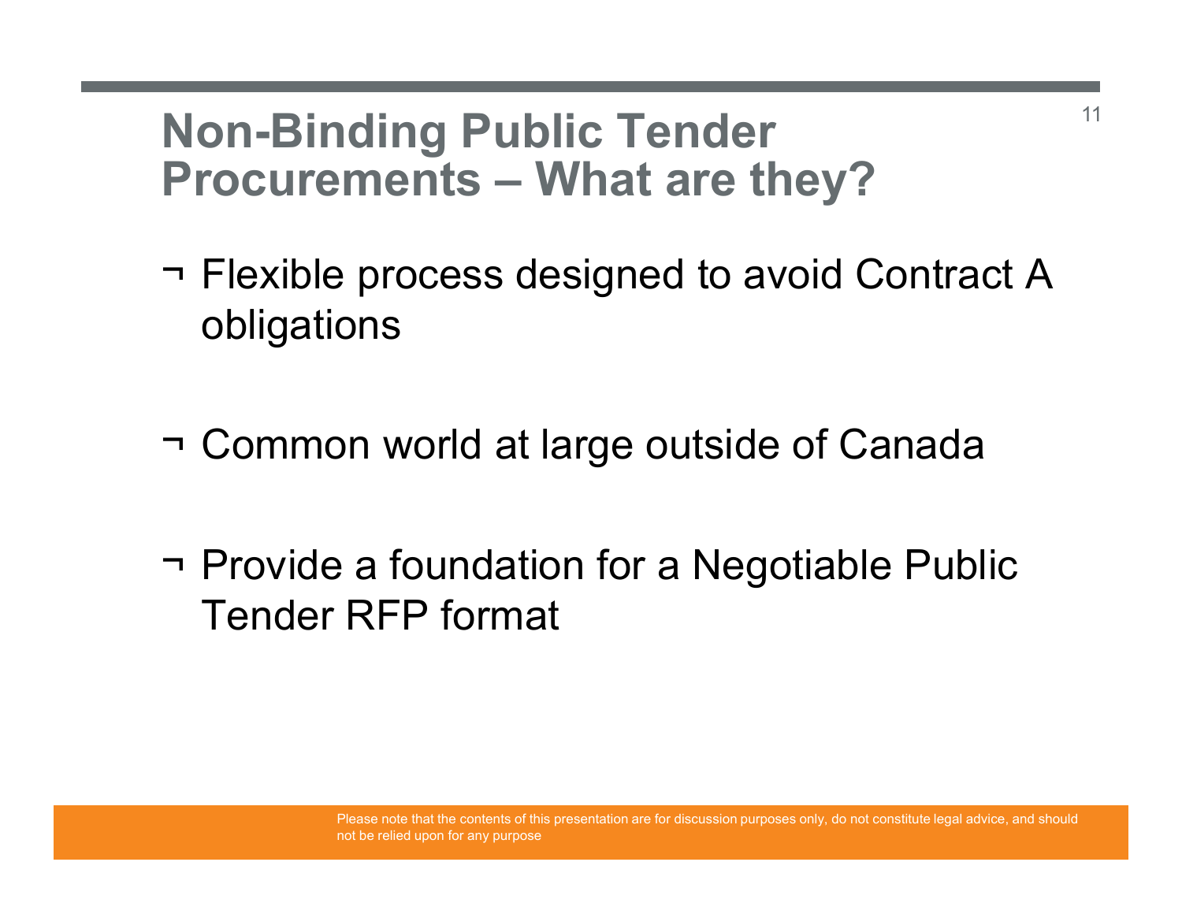# Non-Binding Public Tender Procurements – What are they?

- Flexible process designed to avoid Contract A obligations

- Common world at large outside of Canada

- Provide a foundation for a Negotiable Public Tender RFP format

Please note that the contents of this presentation are for discussion purposes only, do not constitute legal advice, and should not be relied upon for any purpose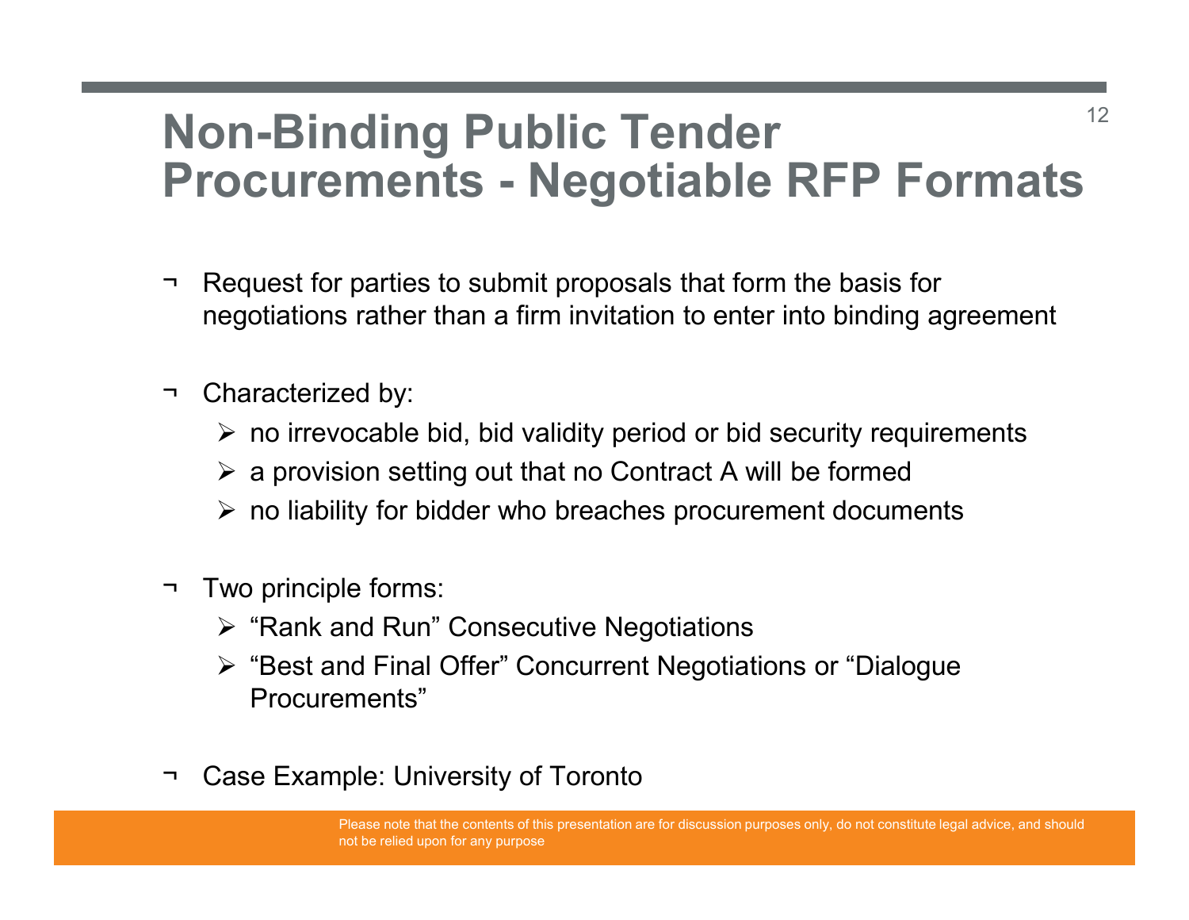# Non-Binding Public Tender Procurements - Negotiable RFP Formats

- Request for parties to submit proposals that form the basis for negotiations rather than a firm invitation to enter into binding agreement

- Characterized by:
  - no irrevocable bid, bid validity period or bid security requirements
  - a provision setting out that no Contract A will be formed
  - no liability for bidder who breaches procurement documents

- Two principle forms:
  - "Rank and Run" Consecutive Negotiations
  - "Best and Final Offer" Concurrent Negotiations or "Dialogue Procurements"

- Case Example: University of Toronto

Please note that the contents of this presentation are for discussion purposes only, do not constitute legal advice, and should not be relied upon for any purpose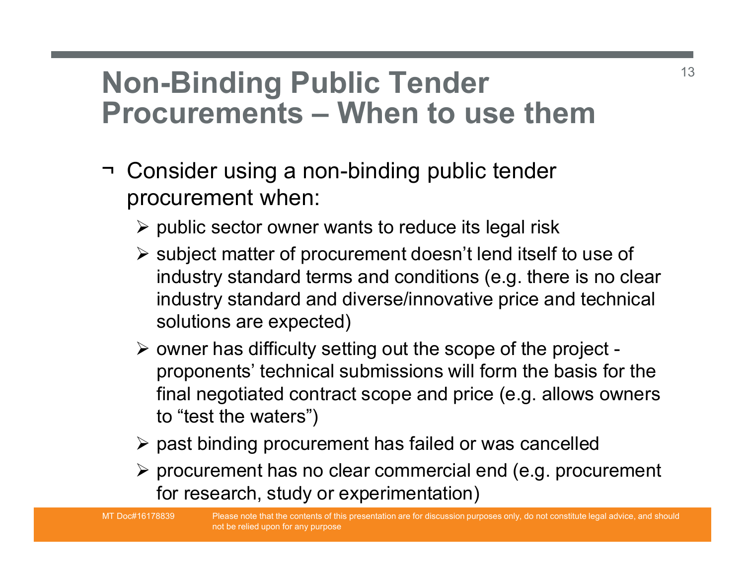# Non-Binding Public Tender Procurements – When to use them

- Consider using a non-binding public tender procurement when:
  - public sector owner wants to reduce its legal risk
  - subject matter of procurement doesn't lend itself to use of industry standard terms and conditions (e.g. there is no clear industry standard and diverse/innovative price and technical solutions are expected)
  - owner has difficulty setting out the scope of the project - proponents' technical submissions will form the basis for the final negotiated contract scope and price (e.g. allows owners to "test the waters")
  - past binding procurement has failed or was cancelled
  - procurement has no clear commercial end (e.g. procurement for research, study or experimentation)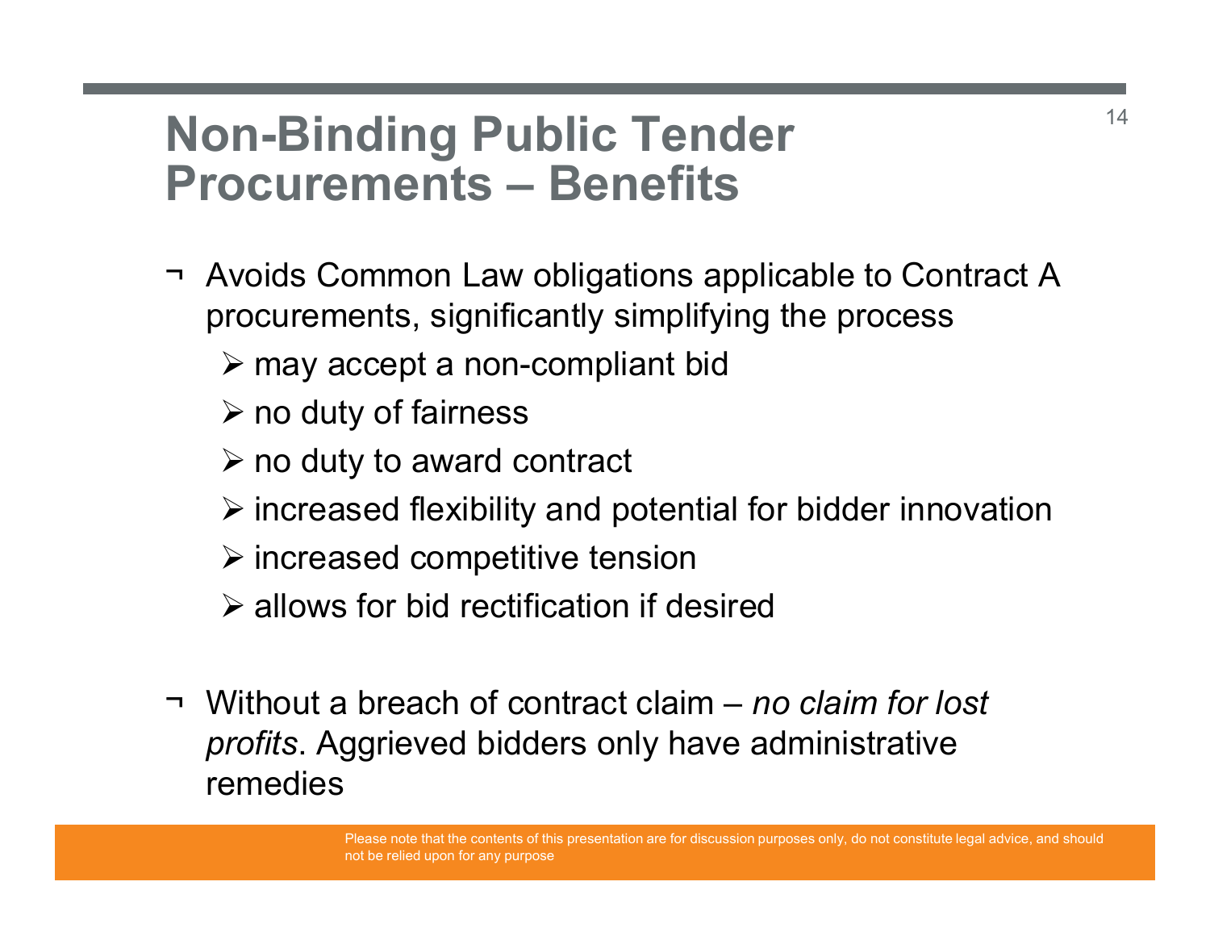# Non-Binding Public Tender Procurements – Benefits

- Avoids Common Law obligations applicable to Contract A procurements, significantly simplifying the process
  - may accept a non-compliant bid
  - no duty of fairness
  - no duty to award contract
  - increased flexibility and potential for bidder innovation
  - increased competitive tension
  - allows for bid rectification if desired

- Without a breach of contract claim – *no claim for lost profits*. Aggrieved bidders only have administrative remedies

Please note that the contents of this presentation are for discussion purposes only, do not constitute legal advice, and should not be relied upon for any purpose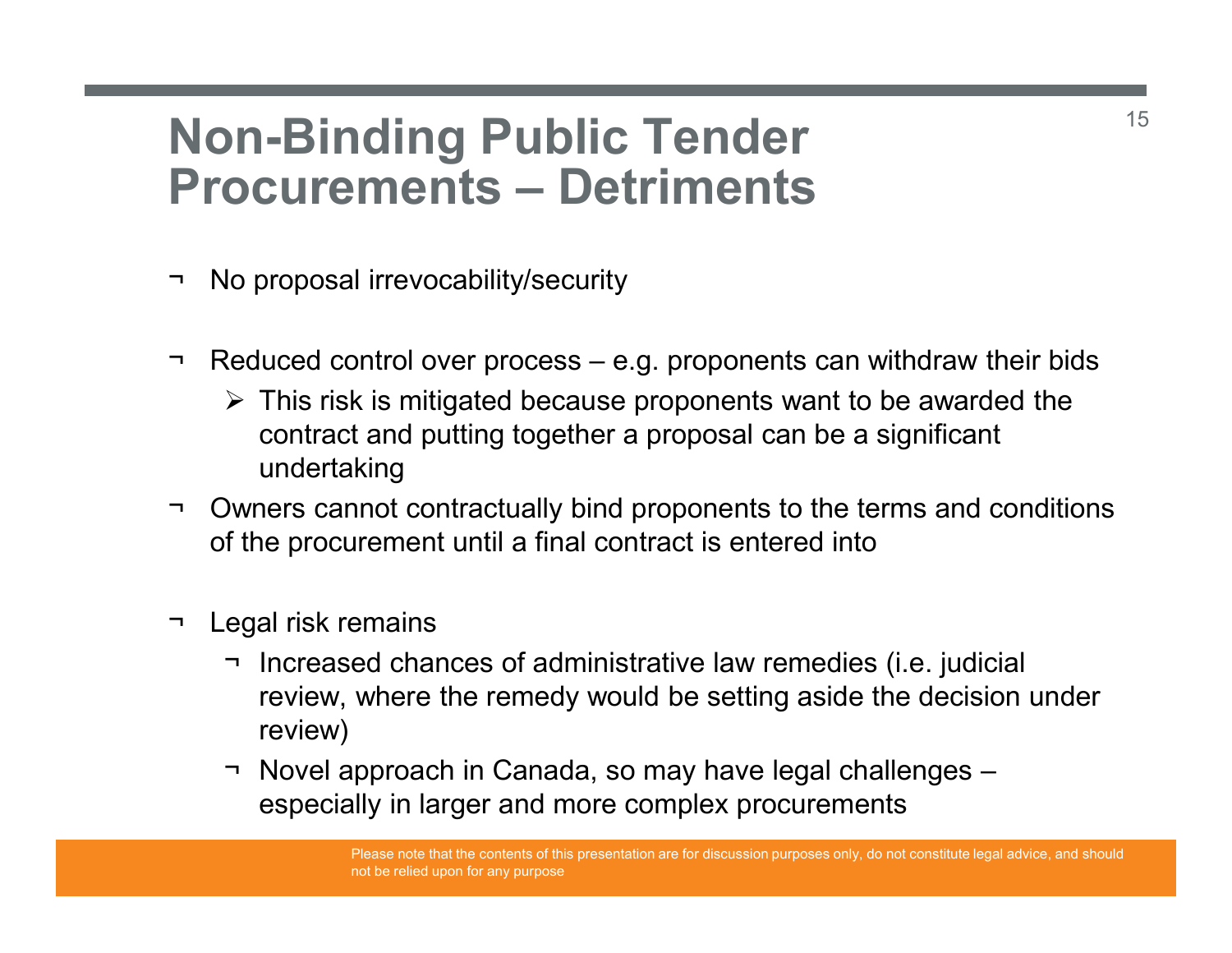# Non-Binding Public Tender Procurements – Detriments

- No proposal irrevocability/security
- Reduced control over process – e.g. proponents can withdraw their bids
  - This risk is mitigated because proponents want to be awarded the contract and putting together a proposal can be a significant undertaking
- Owners cannot contractually bind proponents to the terms and conditions of the procurement until a final contract is entered into
- Legal risk remains
  - Increased chances of administrative law remedies (i.e. judicial review, where the remedy would be setting aside the decision under review)
  - Novel approach in Canada, so may have legal challenges – especially in larger and more complex procurements

Please note that the contents of this presentation are for discussion purposes only, do not constitute legal advice, and should not be relied upon for any purpose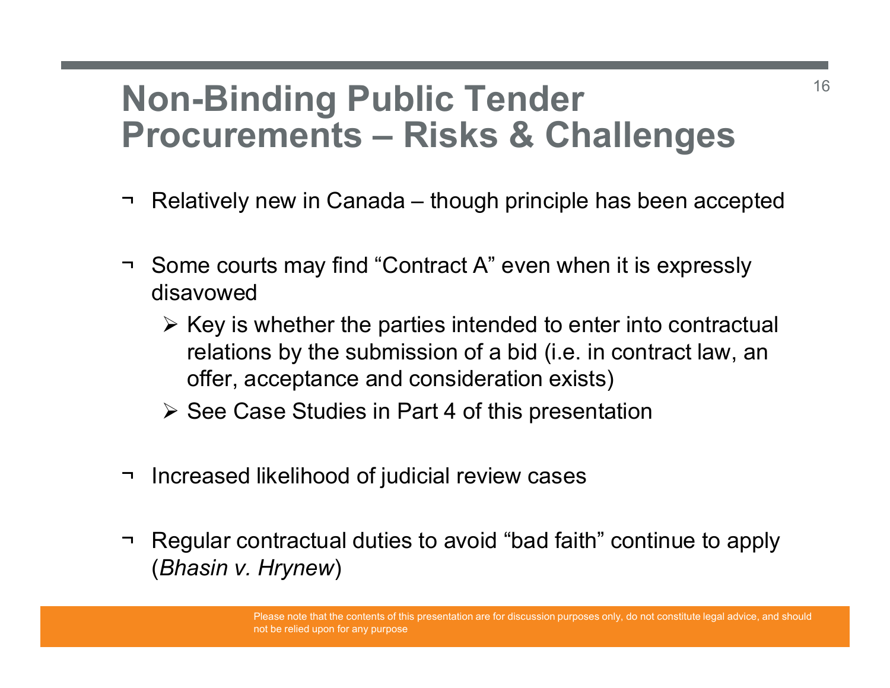# Non-Binding Public Tender Procurements – Risks & Challenges

- Relatively new in Canada – though principle has been accepted
- Some courts may find "Contract A" even when it is expressly disavowed
  - Key is whether the parties intended to enter into contractual relations by the submission of a bid (i.e. in contract law, an offer, acceptance and consideration exists)
  - See Case Studies in Part 4 of this presentation
- Increased likelihood of judicial review cases
- Regular contractual duties to avoid "bad faith" continue to apply (*Bhasin v. Hrynew*)

Please note that the contents of this presentation are for discussion purposes only, do not constitute legal advice, and should not be relied upon for any purpose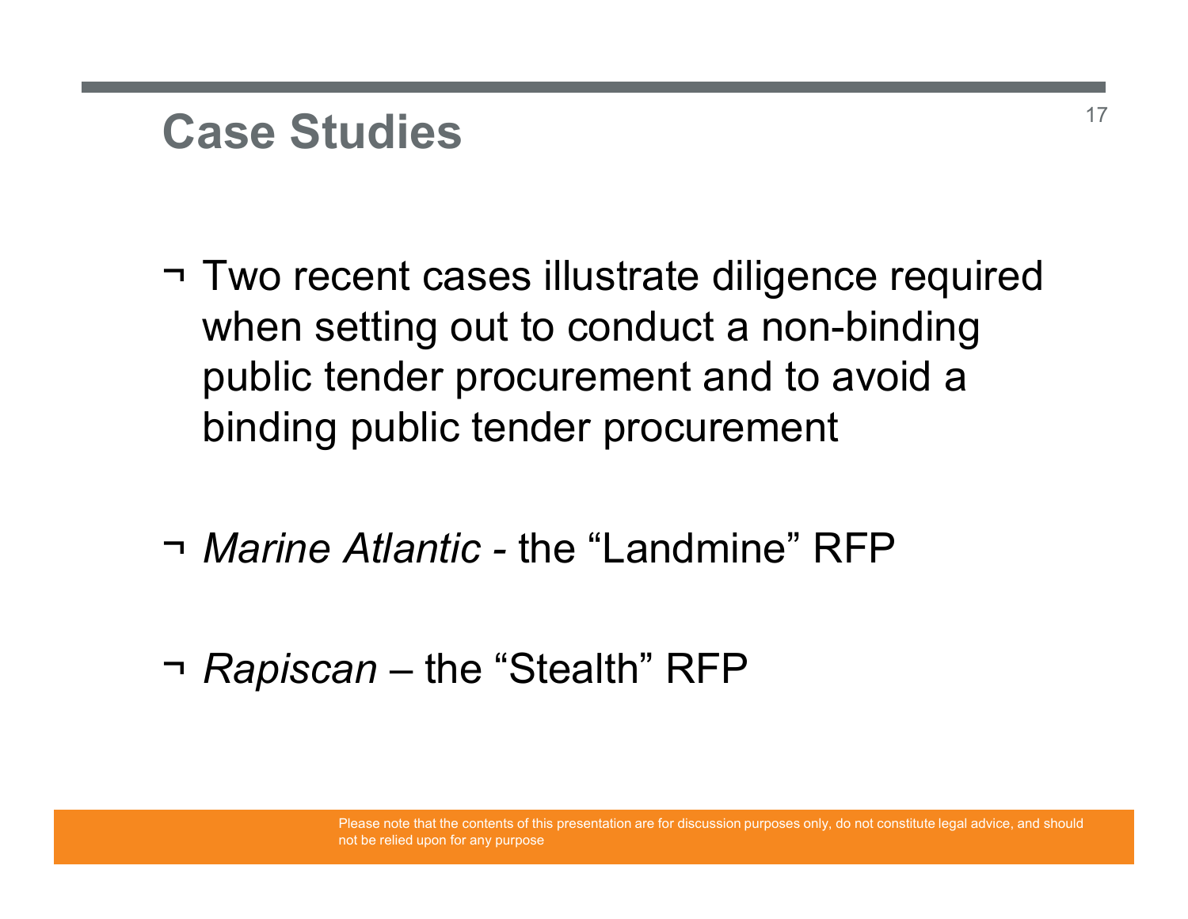# Case Studies

- Two recent cases illustrate diligence required when setting out to conduct a non-binding public tender procurement and to avoid a binding public tender procurement
- *Marine Atlantic* - the "Landmine" RFP
- *Rapiscan* – the "Stealth" RFP

Please note that the contents of this presentation are for discussion purposes only, do not constitute legal advice, and should not be relied upon for any purpose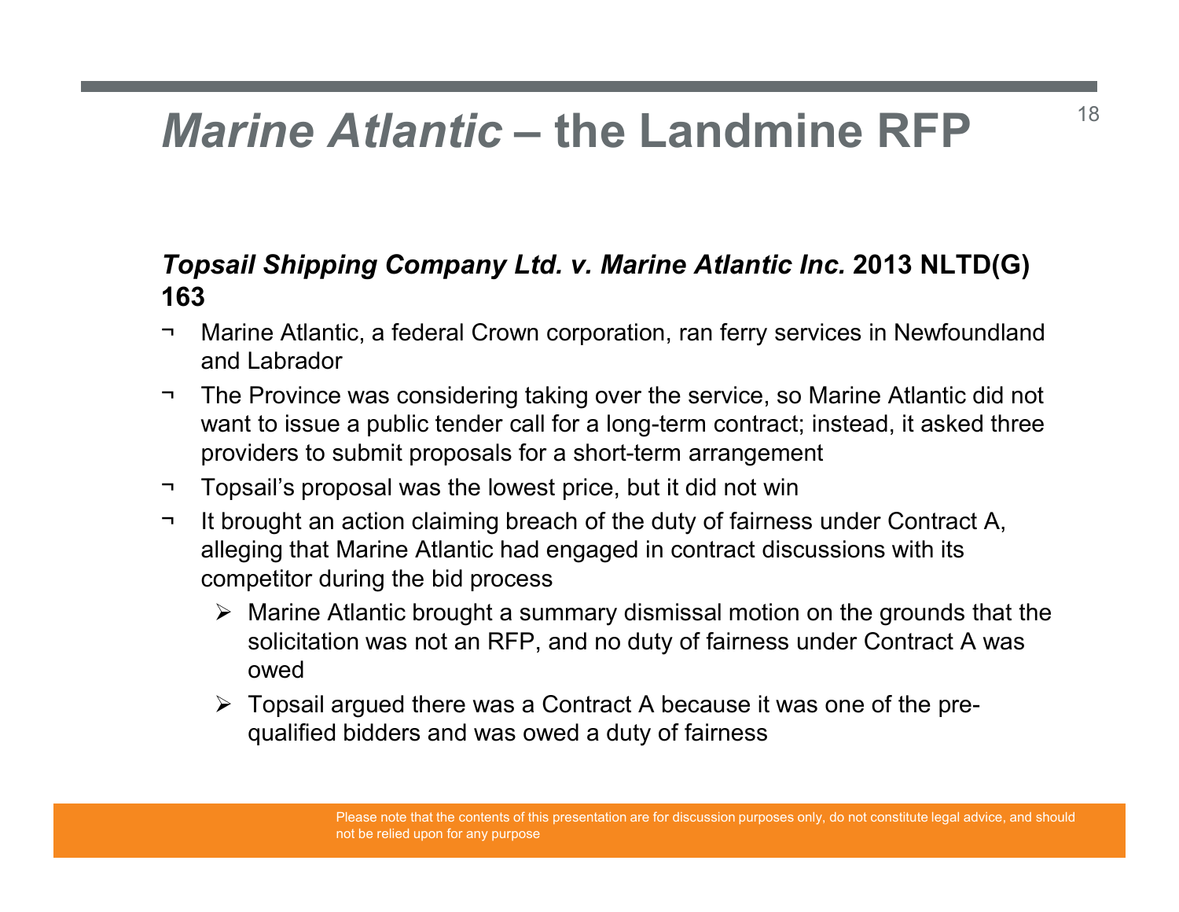# *Marine Atlantic* – the Landmine RFP

***Topsail Shipping Company Ltd. v. Marine Atlantic Inc.* 2013 NLTD(G) 163**

- Marine Atlantic, a federal Crown corporation, ran ferry services in Newfoundland and Labrador
- The Province was considering taking over the service, so Marine Atlantic did not want to issue a public tender call for a long-term contract; instead, it asked three providers to submit proposals for a short-term arrangement
- Topsail's proposal was the lowest price, but it did not win
- It brought an action claiming breach of the duty of fairness under Contract A, alleging that Marine Atlantic had engaged in contract discussions with its competitor during the bid process
  - Marine Atlantic brought a summary dismissal motion on the grounds that the solicitation was not an RFP, and no duty of fairness under Contract A was owed
  - Topsail argued there was a Contract A because it was one of the pre-qualified bidders and was owed a duty of fairness

Please note that the contents of this presentation are for discussion purposes only, do not constitute legal advice, and should not be relied upon for any purpose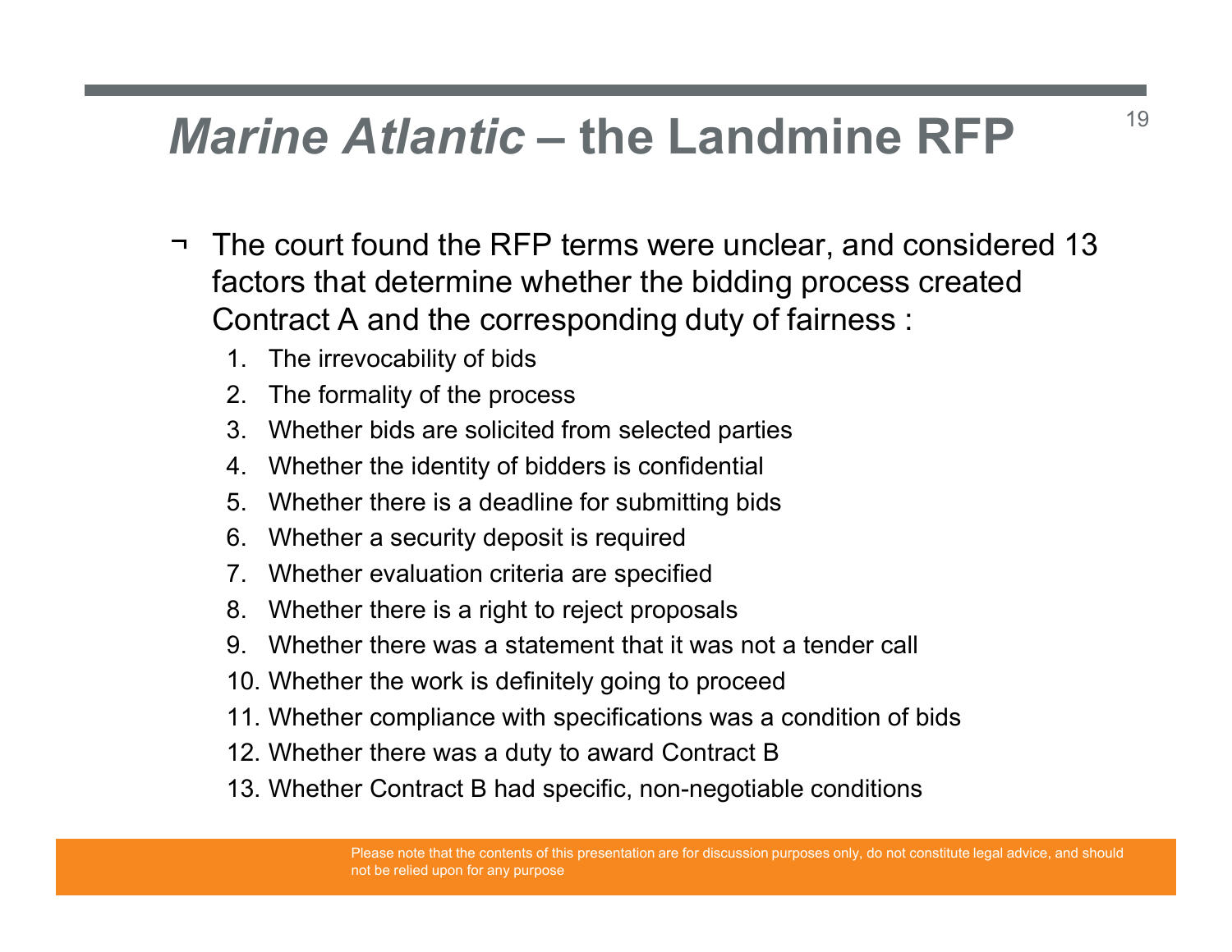# *Marine Atlantic* – the Landmine RFP

- The court found the RFP terms were unclear, and considered 13 factors that determine whether the bidding process created Contract A and the corresponding duty of fairness :
  1. The irrevocability of bids
  2. The formality of the process
  3. Whether bids are solicited from selected parties
  4. Whether the identity of bidders is confidential
  5. Whether there is a deadline for submitting bids
  6. Whether a security deposit is required
  7. Whether evaluation criteria are specified
  8. Whether there is a right to reject proposals
  9. Whether there was a statement that it was not a tender call
  10. Whether the work is definitely going to proceed
  11. Whether compliance with specifications was a condition of bids
  12. Whether there was a duty to award Contract B
  13. Whether Contract B had specific, non-negotiable conditions

Please note that the contents of this presentation are for discussion purposes only, do not constitute legal advice, and should not be relied upon for any purpose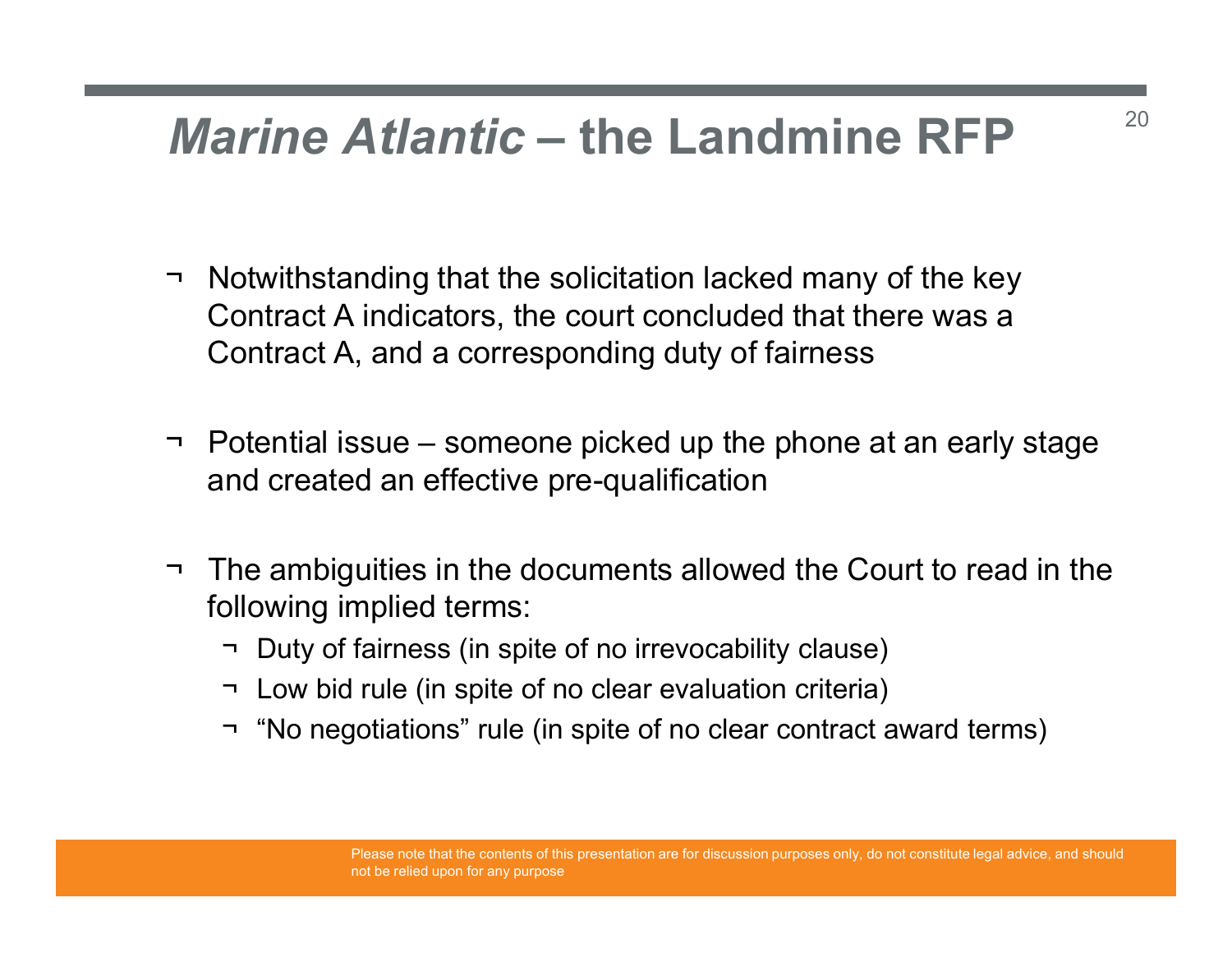# *Marine Atlantic* – the Landmine RFP

- Notwithstanding that the solicitation lacked many of the key Contract A indicators, the court concluded that there was a Contract A, and a corresponding duty of fairness
- Potential issue – someone picked up the phone at an early stage and created an effective pre-qualification
- The ambiguities in the documents allowed the Court to read in the following implied terms:
  - Duty of fairness (in spite of no irrevocability clause)
  - Low bid rule (in spite of no clear evaluation criteria)
  - “No negotiations” rule (in spite of no clear contract award terms)

Please note that the contents of this presentation are for discussion purposes only, do not constitute legal advice, and should not be relied upon for any purpose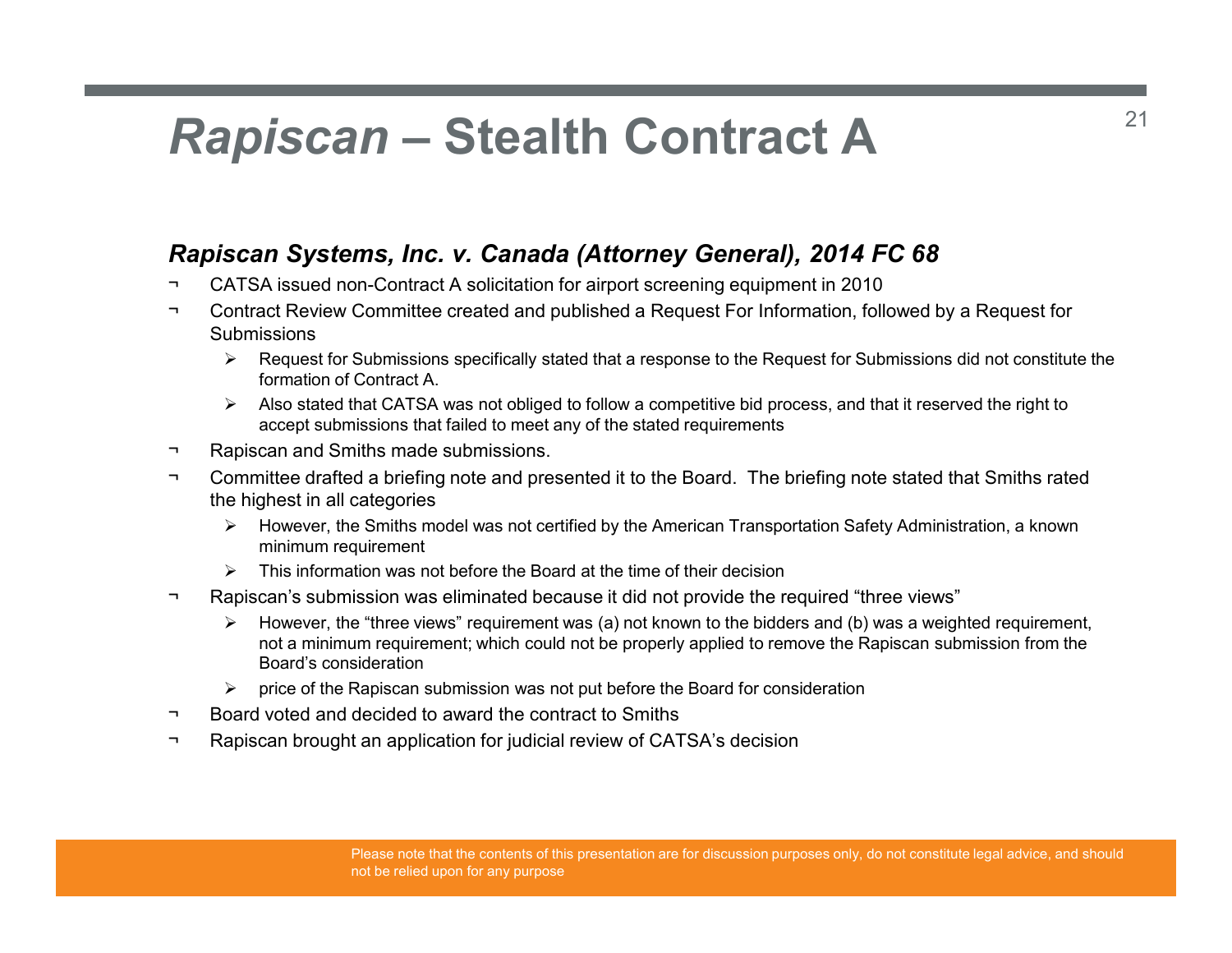# *Rapiscan* – Stealth Contract A

### *Rapiscan Systems, Inc. v. Canada (Attorney General), 2014 FC 68*

- CATSA issued non-Contract A solicitation for airport screening equipment in 2010
- Contract Review Committee created and published a Request For Information, followed by a Request for Submissions
  - Request for Submissions specifically stated that a response to the Request for Submissions did not constitute the formation of Contract A.
  - Also stated that CATSA was not obliged to follow a competitive bid process, and that it reserved the right to accept submissions that failed to meet any of the stated requirements
- Rapiscan and Smiths made submissions.
- Committee drafted a briefing note and presented it to the Board. The briefing note stated that Smiths rated the highest in all categories
  - However, the Smiths model was not certified by the American Transportation Safety Administration, a known minimum requirement
  - This information was not before the Board at the time of their decision
- Rapiscan's submission was eliminated because it did not provide the required "three views"
  - However, the "three views" requirement was (a) not known to the bidders and (b) was a weighted requirement, not a minimum requirement; which could not be properly applied to remove the Rapiscan submission from the Board's consideration
  - price of the Rapiscan submission was not put before the Board for consideration
- Board voted and decided to award the contract to Smiths
- Rapiscan brought an application for judicial review of CATSA's decision

Please note that the contents of this presentation are for discussion purposes only, do not constitute legal advice, and should not be relied upon for any purpose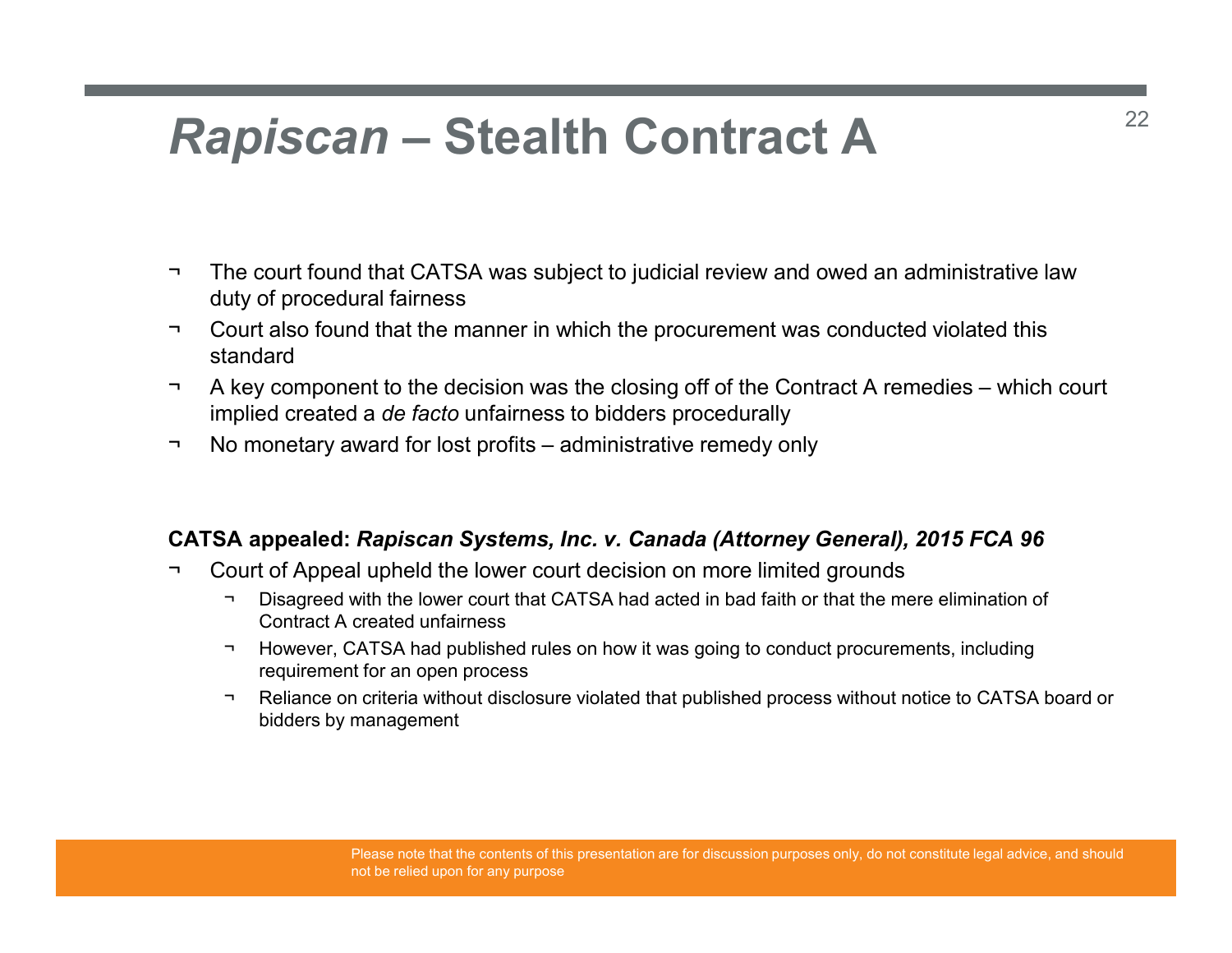# *Rapiscan* – Stealth Contract A

- The court found that CATSA was subject to judicial review and owed an administrative law duty of procedural fairness
- Court also found that the manner in which the procurement was conducted violated this standard
- A key component to the decision was the closing off of the Contract A remedies – which court implied created a *de facto* unfairness to bidders procedurally
- No monetary award for lost profits – administrative remedy only

**CATSA appealed: *Rapiscan Systems, Inc. v. Canada (Attorney General), 2015 FCA 96***

- Court of Appeal upheld the lower court decision on more limited grounds
  - Disagreed with the lower court that CATSA had acted in bad faith or that the mere elimination of Contract A created unfairness
  - However, CATSA had published rules on how it was going to conduct procurements, including requirement for an open process
  - Reliance on criteria without disclosure violated that published process without notice to CATSA board or bidders by management

Please note that the contents of this presentation are for discussion purposes only, do not constitute legal advice, and should not be relied upon for any purpose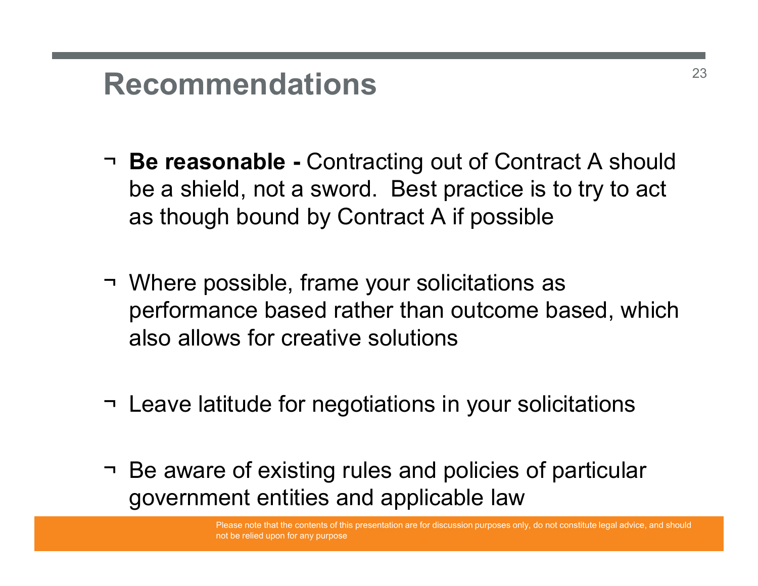# Recommendations

- **Be reasonable -** Contracting out of Contract A should be a shield, not a sword. Best practice is to try to act as though bound by Contract A if possible

- Where possible, frame your solicitations as performance based rather than outcome based, which also allows for creative solutions

- Leave latitude for negotiations in your solicitations

- Be aware of existing rules and policies of particular government entities and applicable law

Please note that the contents of this presentation are for discussion purposes only, do not constitute legal advice, and should not be relied upon for any purpose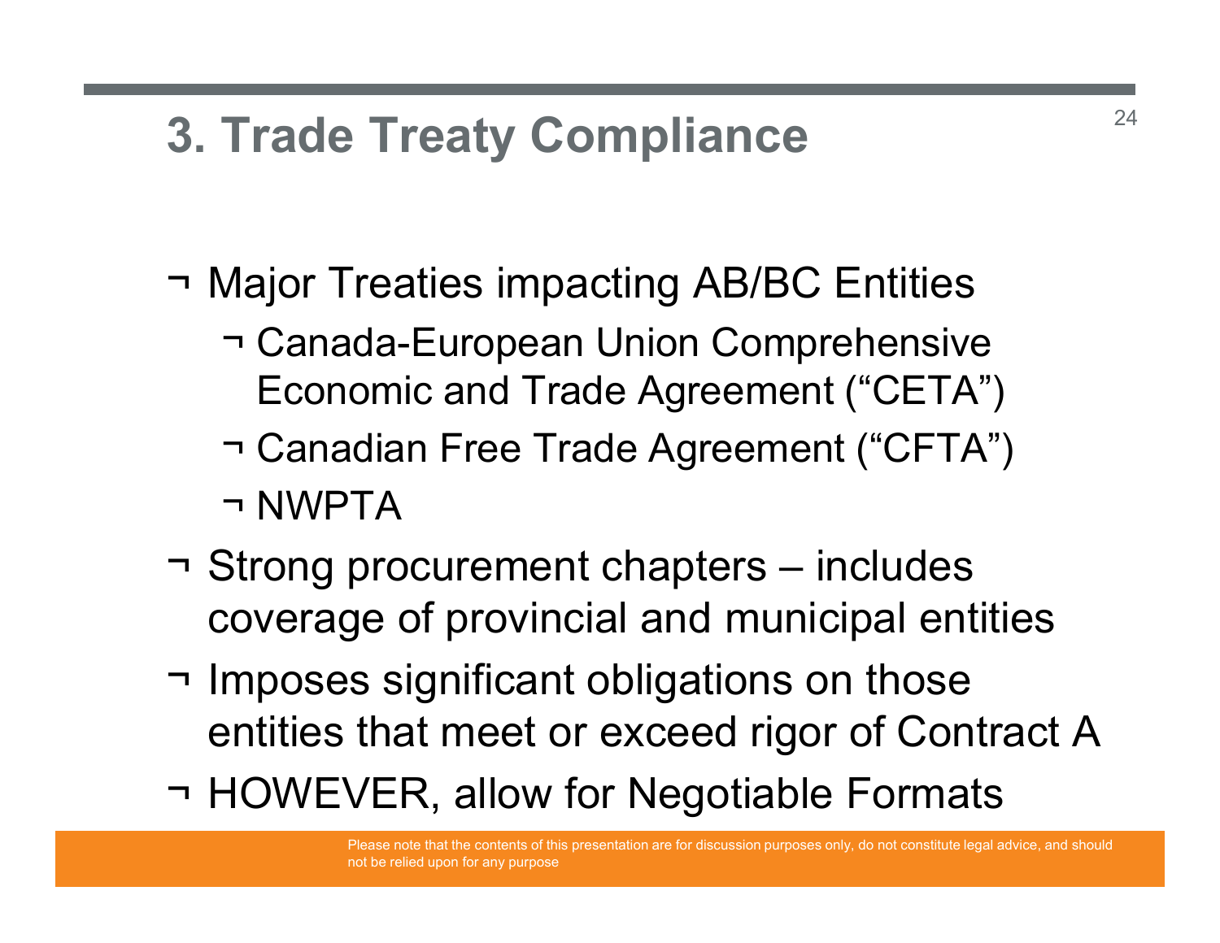# 3. Trade Treaty Compliance

- Major Treaties impacting AB/BC Entities
  - Canada-European Union Comprehensive Economic and Trade Agreement ("CETA")
  - Canadian Free Trade Agreement ("CFTA")
  - NWPTA
- Strong procurement chapters – includes coverage of provincial and municipal entities
- Imposes significant obligations on those entities that meet or exceed rigor of Contract A
- HOWEVER, allow for Negotiable Formats

Please note that the contents of this presentation are for discussion purposes only, do not constitute legal advice, and should not be relied upon for any purpose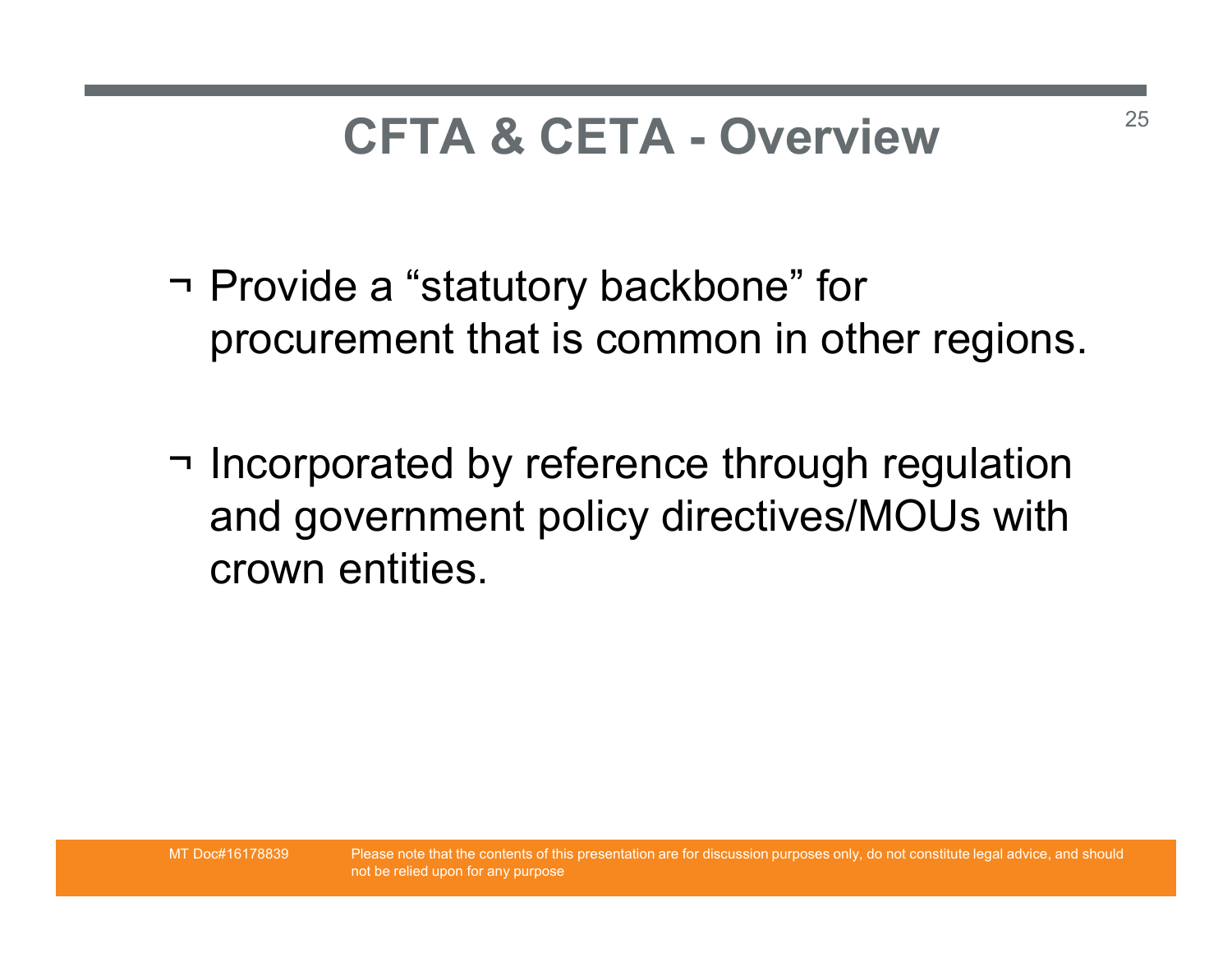# CFTA & CETA - Overview

- Provide a "statutory backbone" for procurement that is common in other regions.
- Incorporated by reference through regulation and government policy directives/MOUs with crown entities.

MT Doc#16178839 Please note that the contents of this presentation are for discussion purposes only, do not constitute legal advice, and should not be relied upon for any purpose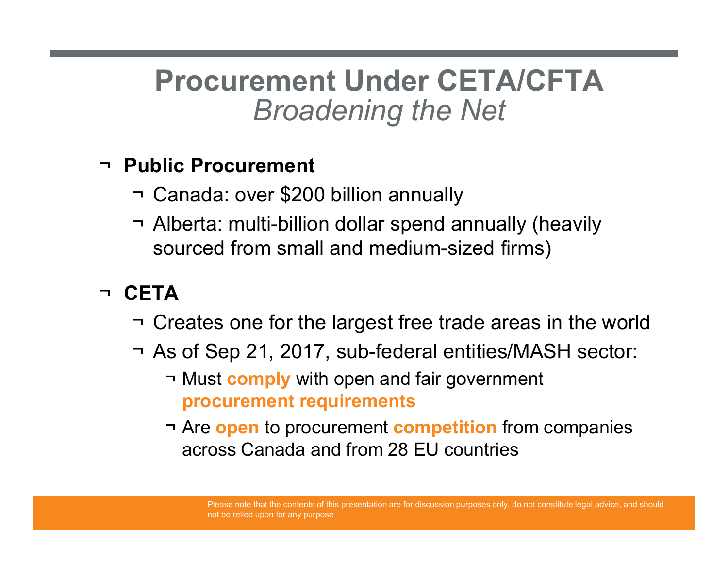# Procurement Under CETA/CFTA
## *Broadening the Net*

- **Public Procurement**
  - Canada: over $200 billion annually
  - Alberta: multi-billion dollar spend annually (heavily sourced from small and medium-sized firms)
- **CETA**
  - Creates one for the largest free trade areas in the world
  - As of Sep 21, 2017, sub-federal entities/MASH sector:
    - Must **comply** with open and fair government **procurement requirements**
    - Are **open** to procurement **competition** from companies across Canada and from 28 EU countries

Please note that the contents of this presentation are for discussion purposes only, do not constitute legal advice, and should not be relied upon for any purpose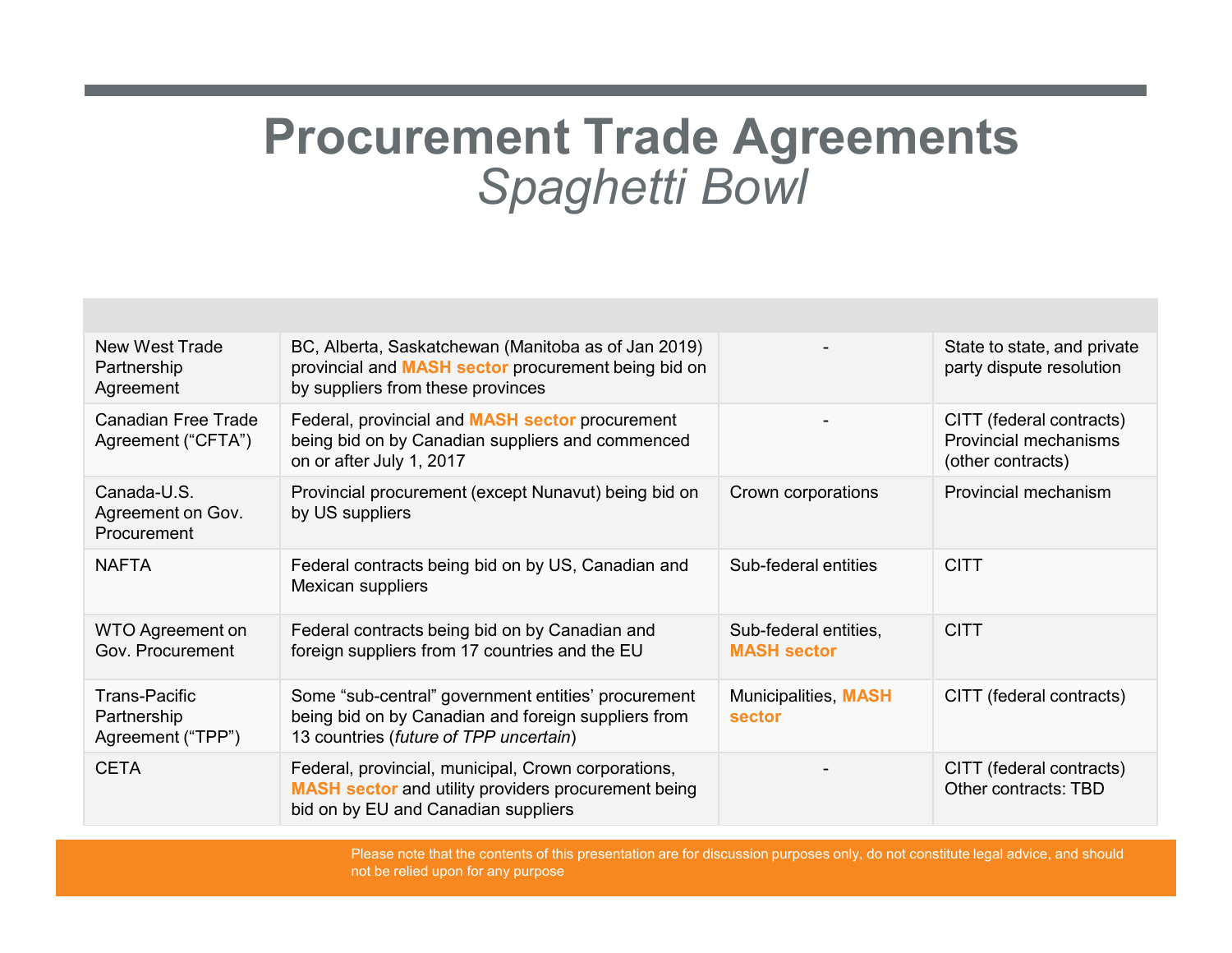# Procurement Trade Agreements
## *Spaghetti Bowl*

| | | | |
|---|---|---|---|
| New West Trade Partnership Agreement | BC, Alberta, Saskatchewan (Manitoba as of Jan 2019) provincial and **MASH sector** procurement being bid on by suppliers from these provinces | - | State to state, and private party dispute resolution |
| Canadian Free Trade Agreement ("CFTA") | Federal, provincial and **MASH sector** procurement being bid on by Canadian suppliers and commenced on or after July 1, 2017 | - | CITT (federal contracts) Provincial mechanisms (other contracts) |
| Canada-U.S. Agreement on Gov. Procurement | Provincial procurement (except Nunavut) being bid on by US suppliers | Crown corporations | Provincial mechanism |
| NAFTA | Federal contracts being bid on by US, Canadian and Mexican suppliers | Sub-federal entities | CITT |
| WTO Agreement on Gov. Procurement | Federal contracts being bid on by Canadian and foreign suppliers from 17 countries and the EU | Sub-federal entities, **MASH sector** | CITT |
| Trans-Pacific Partnership Agreement ("TPP") | Some "sub-central" government entities' procurement being bid on by Canadian and foreign suppliers from 13 countries (*future of TPP uncertain*) | Municipalities, **MASH sector** | CITT (federal contracts) |
| CETA | Federal, provincial, municipal, Crown corporations, **MASH sector** and utility providers procurement being bid on by EU and Canadian suppliers | - | CITT (federal contracts) Other contracts: TBD |

Please note that the contents of this presentation are for discussion purposes only, do not constitute legal advice, and should not be relied upon for any purpose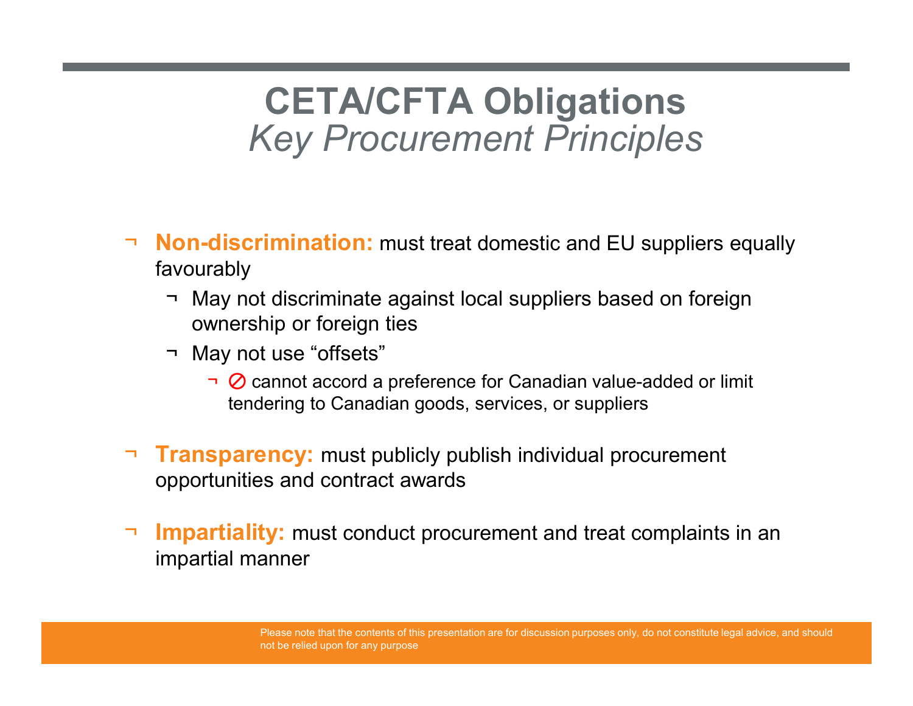# CETA/CFTA Obligations

*Key Procurement Principles*

- **Non-discrimination:** must treat domestic and EU suppliers equally favourably
  - May not discriminate against local suppliers based on foreign ownership or foreign ties
  - May not use “offsets”
    - ⊘ cannot accord a preference for Canadian value-added or limit tendering to Canadian goods, services, or suppliers
- **Transparency:** must publicly publish individual procurement opportunities and contract awards
- **Impartiality:** must conduct procurement and treat complaints in an impartial manner

Please note that the contents of this presentation are for discussion purposes only, do not constitute legal advice, and should not be relied upon for any purpose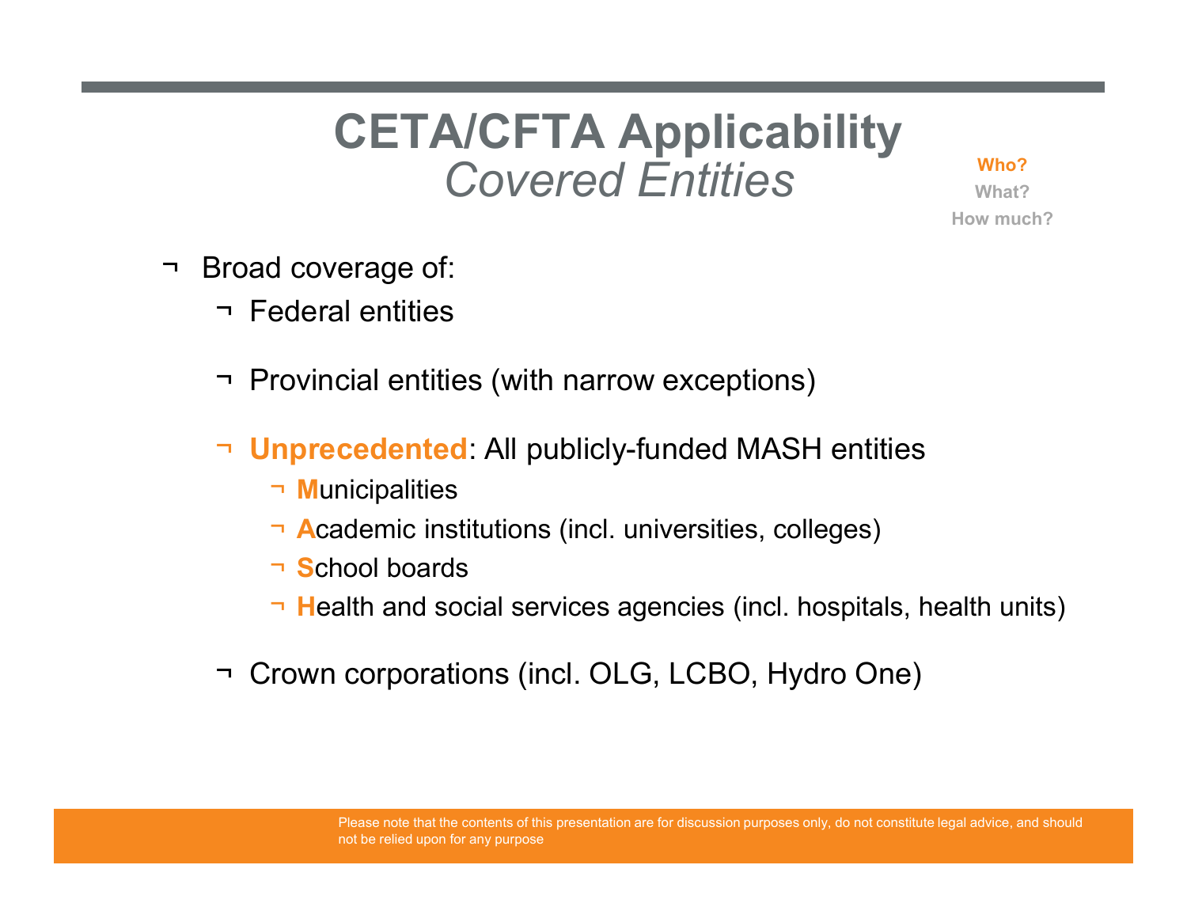# CETA/CFTA Applicability
## *Covered Entities*

**Who?**
What?
How much?

- Broad coverage of:
  - Federal entities
  - Provincial entities (with narrow exceptions)
  - **Unprecedented**: All publicly-funded MASH entities
    - **M**unicipalities
    - **A**cademic institutions (incl. universities, colleges)
    - **S**chool boards
    - **H**ealth and social services agencies (incl. hospitals, health units)
  - Crown corporations (incl. OLG, LCBO, Hydro One)

Please note that the contents of this presentation are for discussion purposes only, do not constitute legal advice, and should not be relied upon for any purpose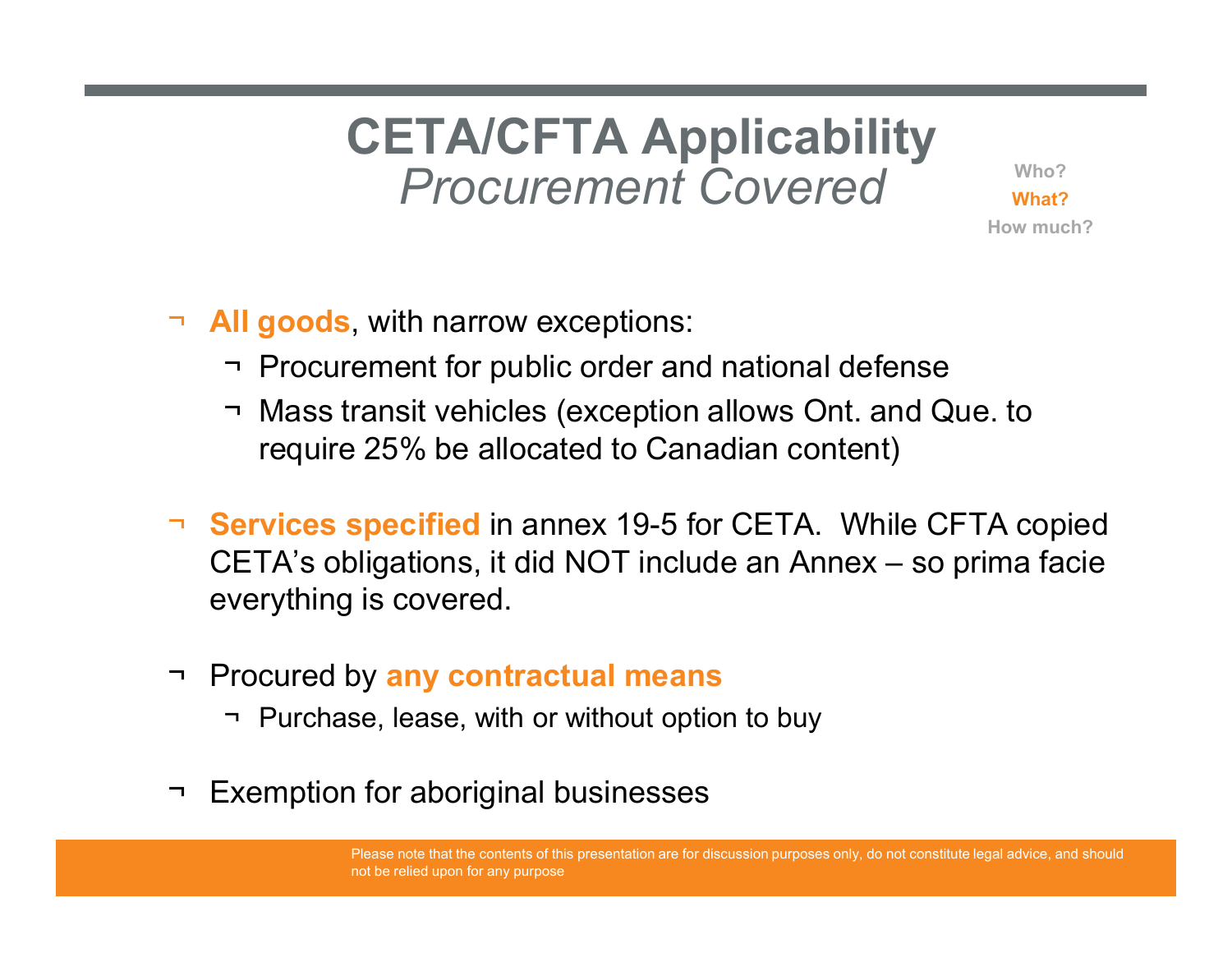# CETA/CFTA Applicability
## *Procurement Covered*

Who?
**What?**
How much?

- **All goods**, with narrow exceptions:
  - Procurement for public order and national defense
  - Mass transit vehicles (exception allows Ont. and Que. to require 25% be allocated to Canadian content)

- **Services specified** in annex 19-5 for CETA. While CFTA copied CETA's obligations, it did NOT include an Annex – so prima facie everything is covered.

- Procured by **any contractual means**
  - Purchase, lease, with or without option to buy

- Exemption for aboriginal businesses

Please note that the contents of this presentation are for discussion purposes only, do not constitute legal advice, and should not be relied upon for any purpose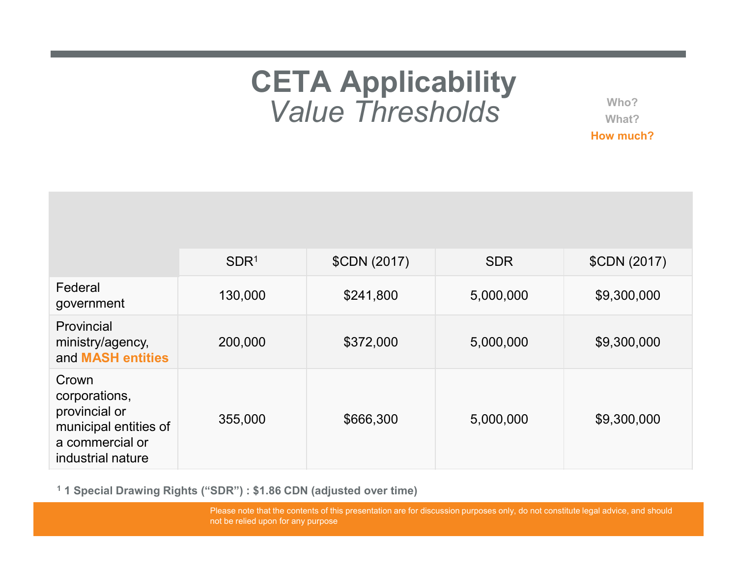# CETA Applicability

## *Value Thresholds*

Who?

What?

**How much?**

| | SDR[1] | $CDN (2017) | SDR | $CDN (2017) |
|---|---|---|---|---|
| Federal government | 130,000 | $241,800 | 5,000,000 | $9,300,000 |
| Provincial ministry/agency, and **MASH entities** | 200,000 | $372,000 | 5,000,000 | $9,300,000 |
| Crown corporations, provincial or municipal entities of a commercial or industrial nature | 355,000 | $666,300 | 5,000,000 | $9,300,000 |

[1] **1 Special Drawing Rights ("SDR") : $1.86 CDN (adjusted over time)**

Please note that the contents of this presentation are for discussion purposes only, do not constitute legal advice, and should not be relied upon for any purpose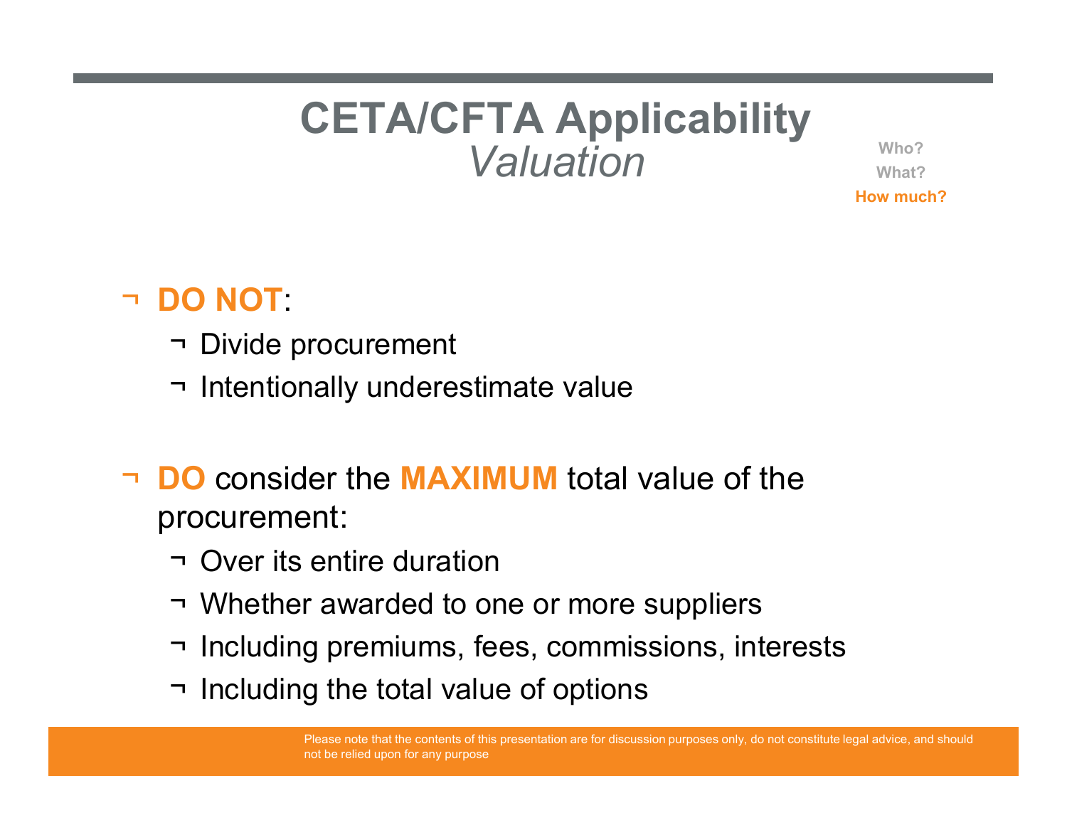# CETA/CFTA Applicability

## *Valuation*

Who?
What?
**How much?**

- **DO NOT**:
  - Divide procurement
  - Intentionally underestimate value

- **DO** consider the **MAXIMUM** total value of the procurement:
  - Over its entire duration
  - Whether awarded to one or more suppliers
  - Including premiums, fees, commissions, interests
  - Including the total value of options

Please note that the contents of this presentation are for discussion purposes only, do not constitute legal advice, and should not be relied upon for any purpose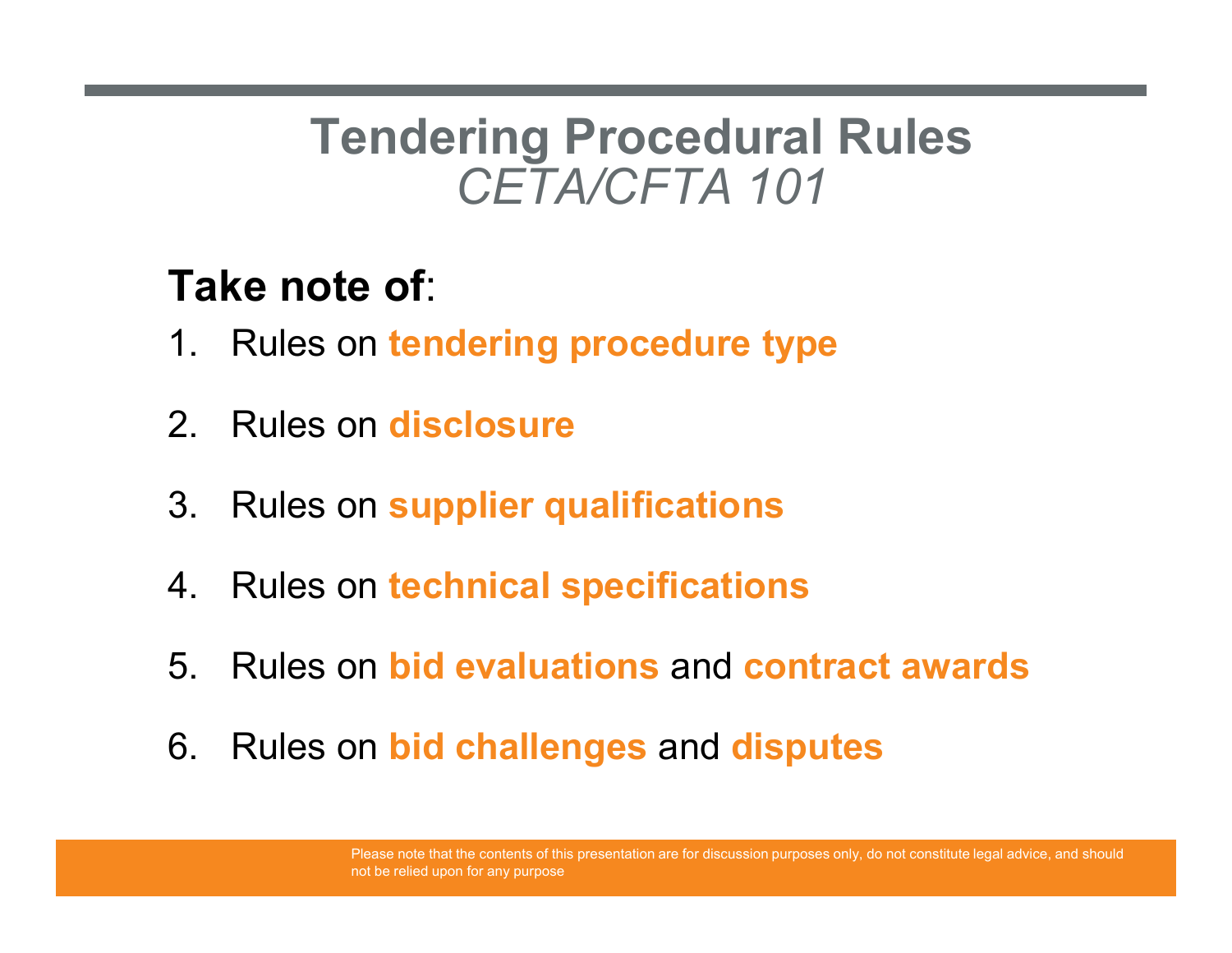# Tendering Procedural Rules

*CETA/CFTA 101*

**Take note of**:

1. Rules on **tendering procedure type**
2. Rules on **disclosure**
3. Rules on **supplier qualifications**
4. Rules on **technical specifications**
5. Rules on **bid evaluations** and **contract awards**
6. Rules on **bid challenges** and **disputes**

Please note that the contents of this presentation are for discussion purposes only, do not constitute legal advice, and should not be relied upon for any purpose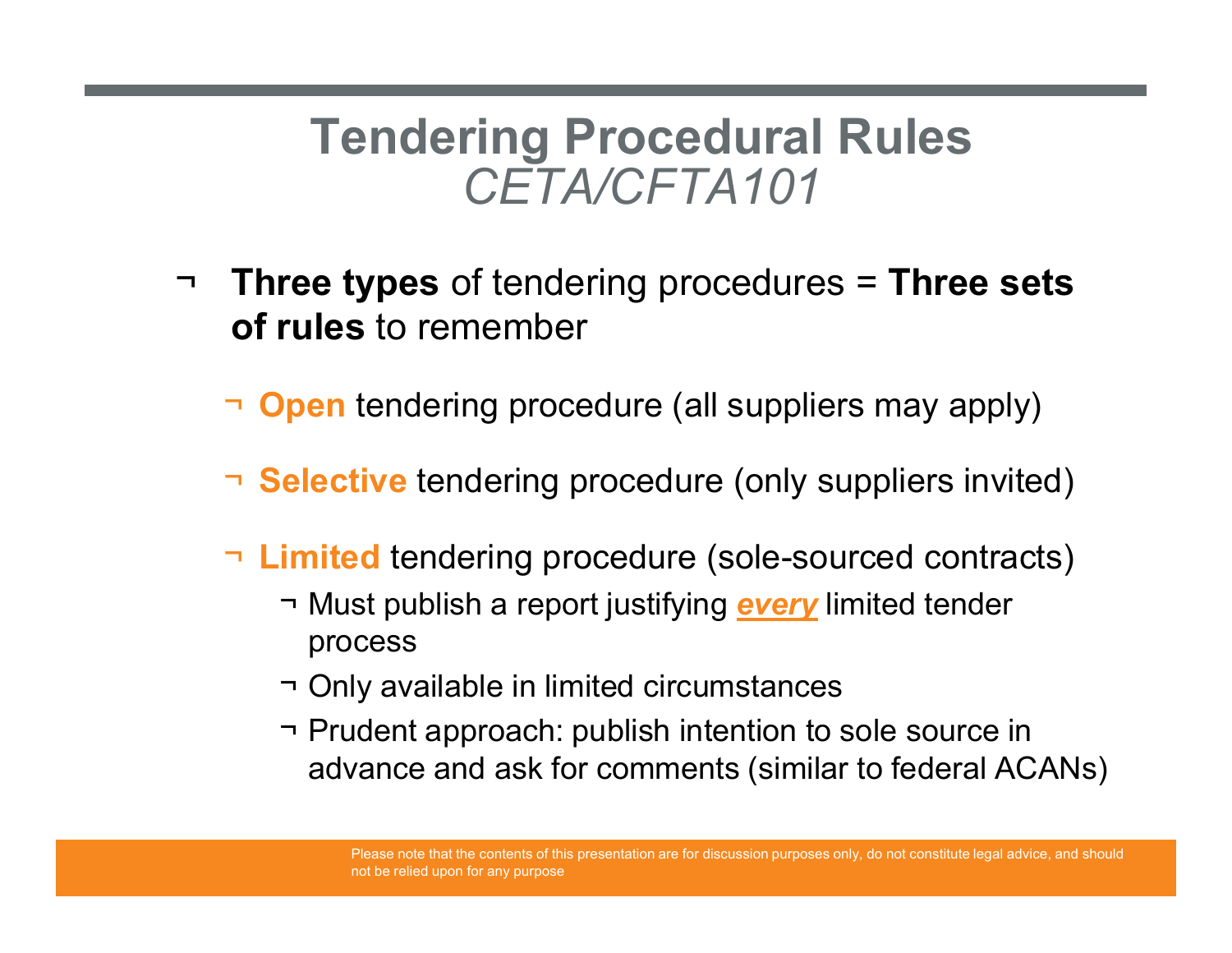# Tendering Procedural Rules
## *CETA/CFTA101*

- **Three types** of tendering procedures = **Three sets of rules** to remember
  - **Open** tendering procedure (all suppliers may apply)
  - **Selective** tendering procedure (only suppliers invited)
  - **Limited** tendering procedure (sole-sourced contracts)
    - Must publish a report justifying ***every*** limited tender process
    - Only available in limited circumstances
    - Prudent approach: publish intention to sole source in advance and ask for comments (similar to federal ACANs)

Please note that the contents of this presentation are for discussion purposes only, do not constitute legal advice, and should not be relied upon for any purpose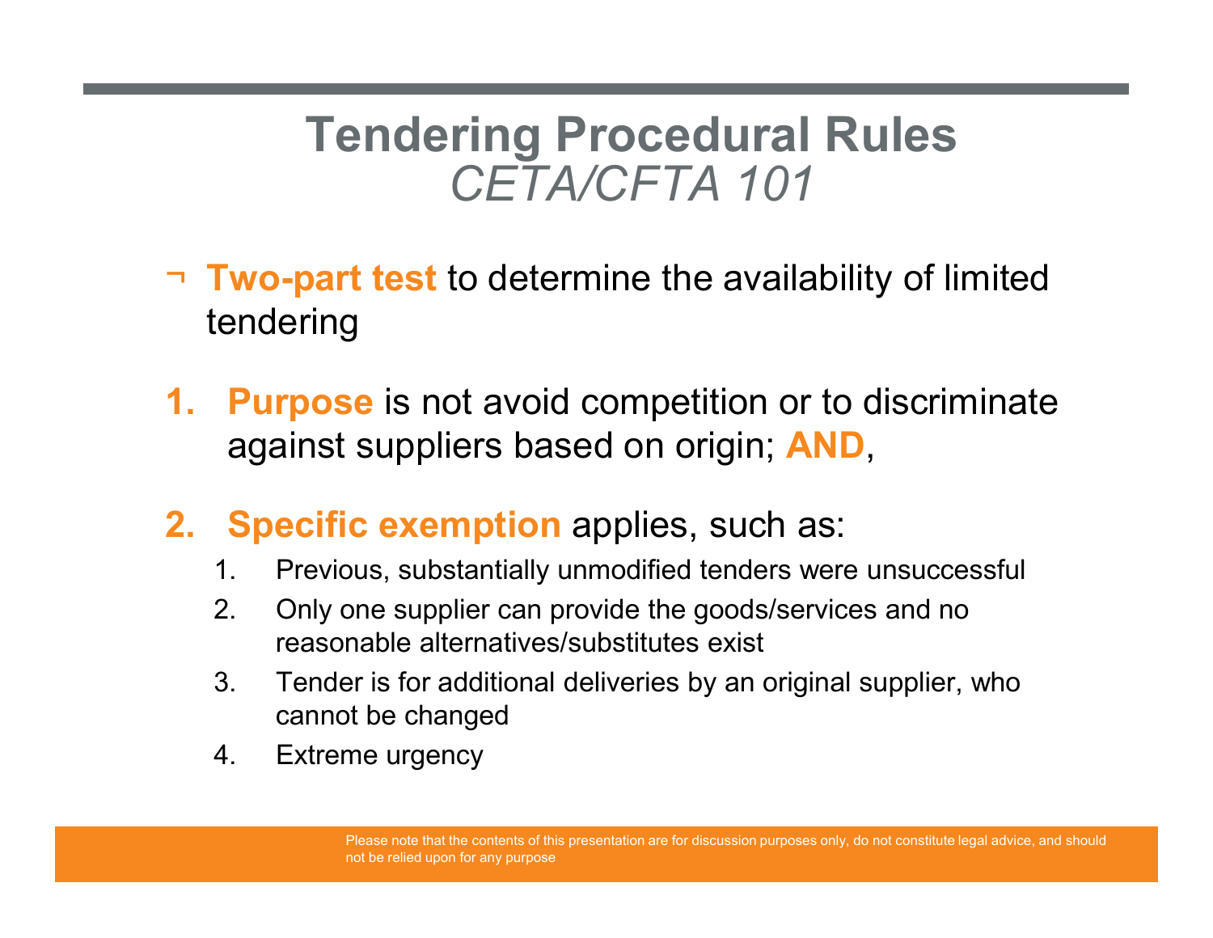# Tendering Procedural Rules
## *CETA/CFTA 101*

- **Two-part test** to determine the availability of limited tendering

1. **Purpose** is not avoid competition or to discriminate against suppliers based on origin; **AND**,

2. **Specific exemption** applies, such as:
   1. Previous, substantially unmodified tenders were unsuccessful
   2. Only one supplier can provide the goods/services and no reasonable alternatives/substitutes exist
   3. Tender is for additional deliveries by an original supplier, who cannot be changed
   4. Extreme urgency

Please note that the contents of this presentation are for discussion purposes only, do not constitute legal advice, and should not be relied upon for any purpose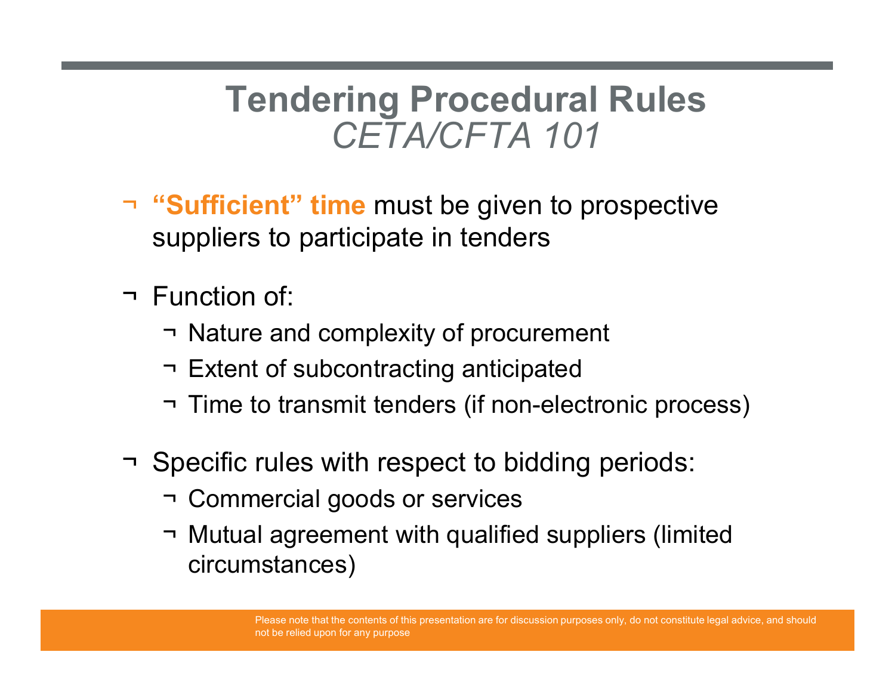# Tendering Procedural Rules
## *CETA/CFTA 101*

- **"Sufficient" time** must be given to prospective suppliers to participate in tenders

- Function of:
  - Nature and complexity of procurement
  - Extent of subcontracting anticipated
  - Time to transmit tenders (if non-electronic process)

- Specific rules with respect to bidding periods:
  - Commercial goods or services
  - Mutual agreement with qualified suppliers (limited circumstances)

Please note that the contents of this presentation are for discussion purposes only, do not constitute legal advice, and should not be relied upon for any purpose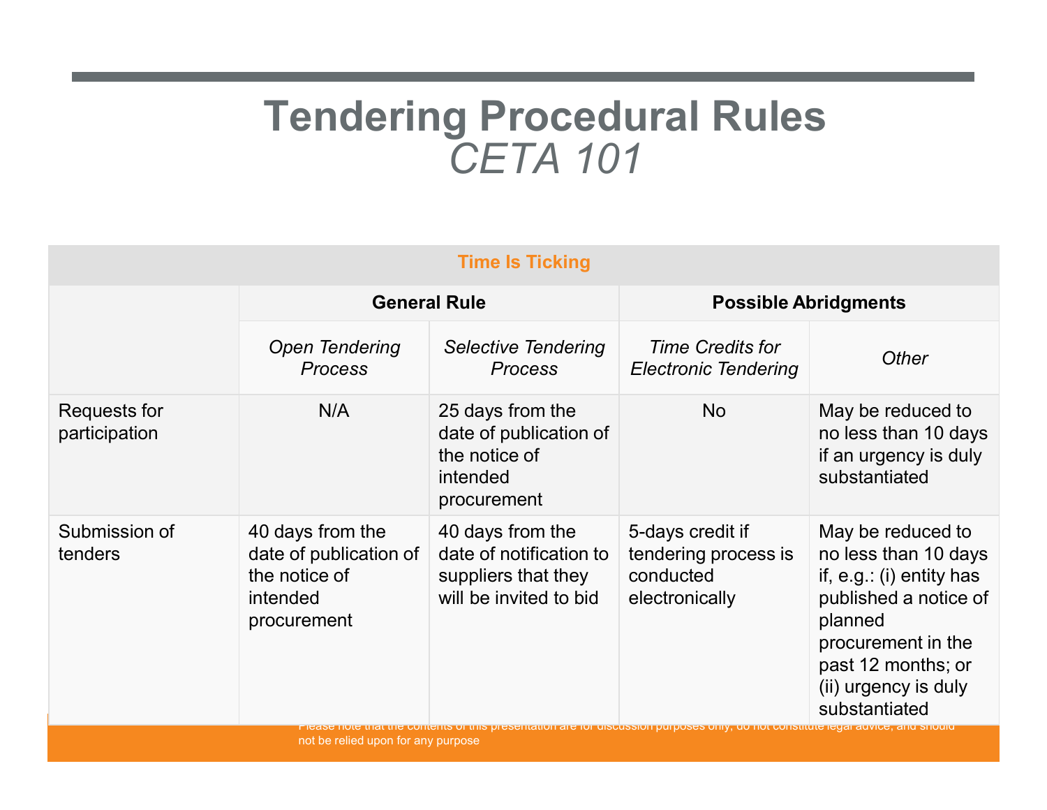# Tendering Procedural Rules
## *CETA 101*

| Time Is Ticking | | | | |
|---|---|---|---|---|
| | **General Rule** | | **Possible Abridgments** | |
| | *Open Tendering Process* | *Selective Tendering Process* | *Time Credits for Electronic Tendering* | *Other* |
| Requests for participation | N/A | 25 days from the date of publication of the notice of intended procurement | No | May be reduced to no less than 10 days if an urgency is duly substantiated |
| Submission of tenders | 40 days from the date of publication of the notice of intended procurement | 40 days from the date of notification to suppliers that they will be invited to bid | 5-days credit if tendering process is conducted electronically | May be reduced to no less than 10 days if, e.g.: (i) entity has published a notice of planned procurement in the past 12 months; or (ii) urgency is duly substantiated |

Please note that the contents of this presentation are for discussion purposes only, do not constitute legal advice, and should not be relied upon for any purpose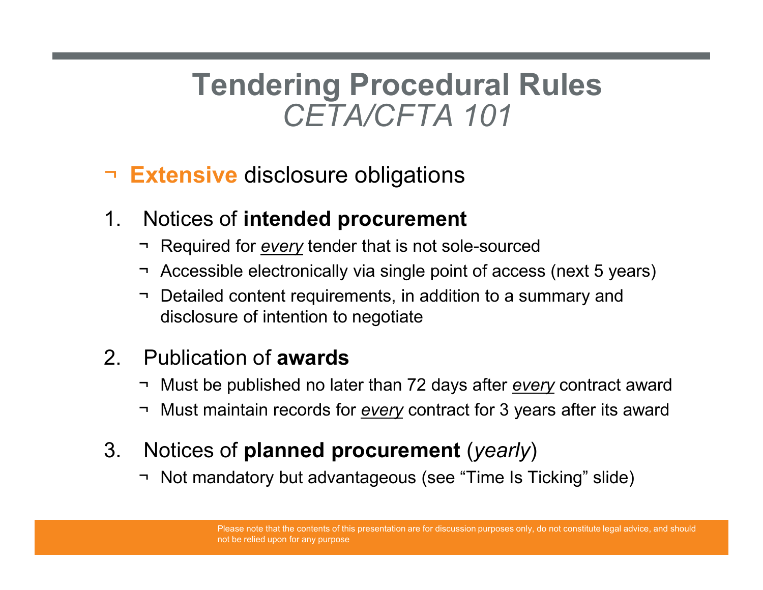# Tendering Procedural Rules
## *CETA/CFTA 101*

- **Extensive** disclosure obligations

1. Notices of **intended procurement**
   - Required for ***every*** tender that is not sole-sourced
   - Accessible electronically via single point of access (next 5 years)
   - Detailed content requirements, in addition to a summary and disclosure of intention to negotiate

2. Publication of **awards**
   - Must be published no later than 72 days after ***every*** contract award
   - Must maintain records for ***every*** contract for 3 years after its award

3. Notices of **planned procurement** (*yearly*)
   - Not mandatory but advantageous (see "Time Is Ticking" slide)

Please note that the contents of this presentation are for discussion purposes only, do not constitute legal advice, and should not be relied upon for any purpose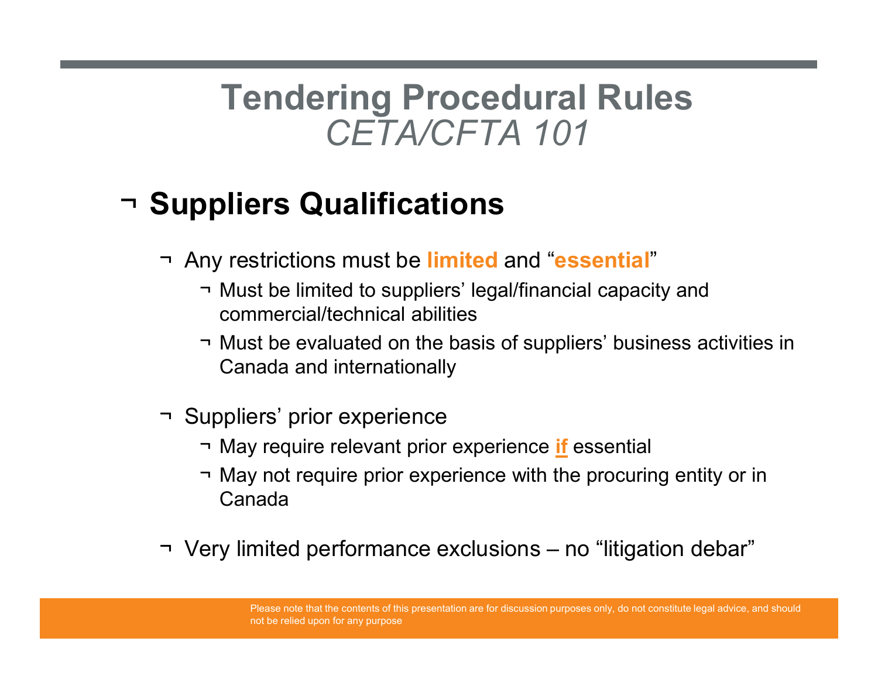# Tendering Procedural Rules
*CETA/CFTA 101*

## Suppliers Qualifications

- Any restrictions must be **limited** and "**essential**"
  - Must be limited to suppliers' legal/financial capacity and commercial/technical abilities
  - Must be evaluated on the basis of suppliers' business activities in Canada and internationally
- Suppliers' prior experience
  - May require relevant prior experience **if** essential
  - May not require prior experience with the procuring entity or in Canada
- Very limited performance exclusions – no "litigation debar"

Please note that the contents of this presentation are for discussion purposes only, do not constitute legal advice, and should not be relied upon for any purpose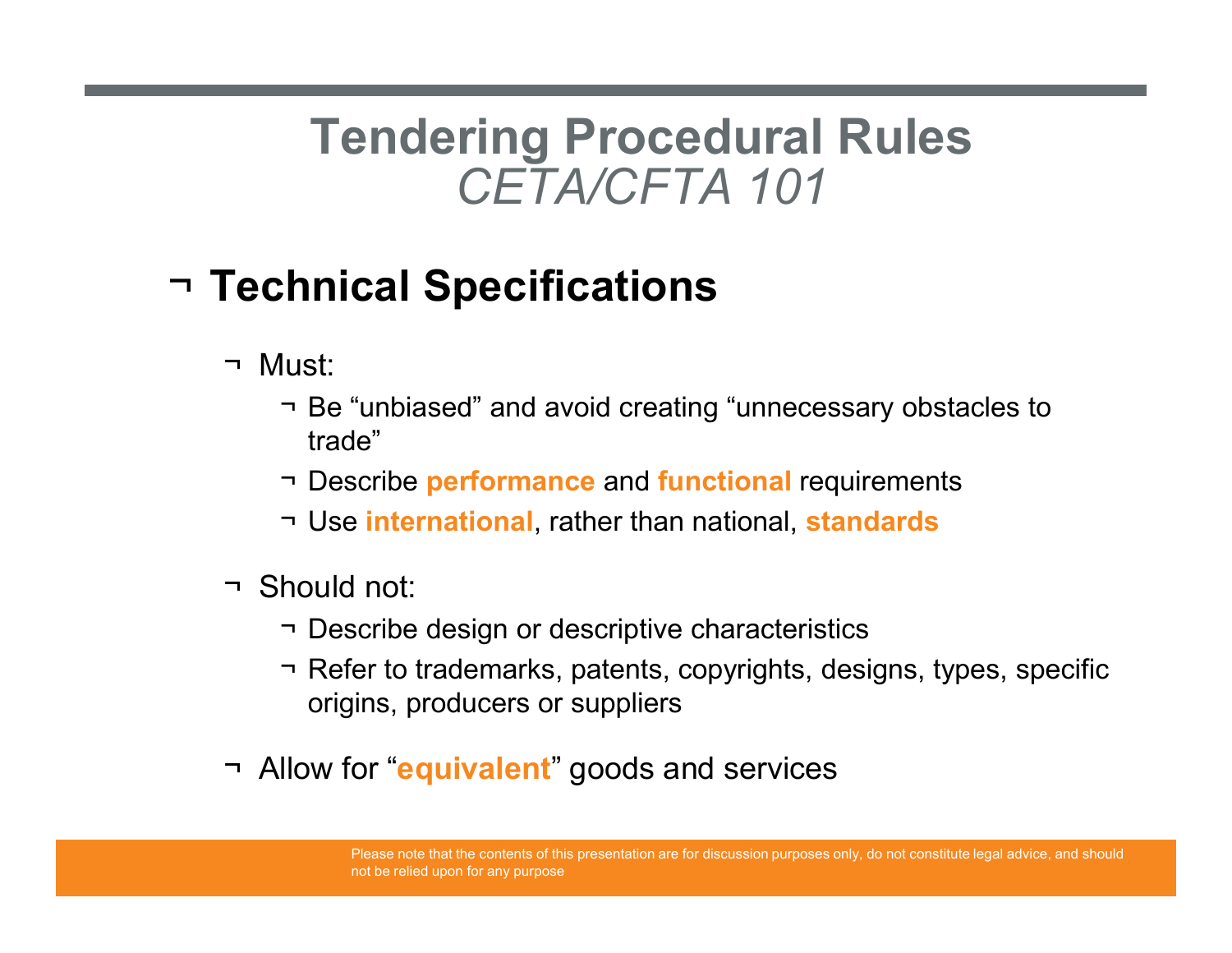# Tendering Procedural Rules

*CETA/CFTA 101*

## Technical Specifications

- Must:
  - Be “unbiased” and avoid creating “unnecessary obstacles to trade”
  - Describe **performance** and **functional** requirements
  - Use **international**, rather than national, **standards**
- Should not:
  - Describe design or descriptive characteristics
  - Refer to trademarks, patents, copyrights, designs, types, specific origins, producers or suppliers
- Allow for “**equivalent**” goods and services

Please note that the contents of this presentation are for discussion purposes only, do not constitute legal advice, and should not be relied upon for any purpose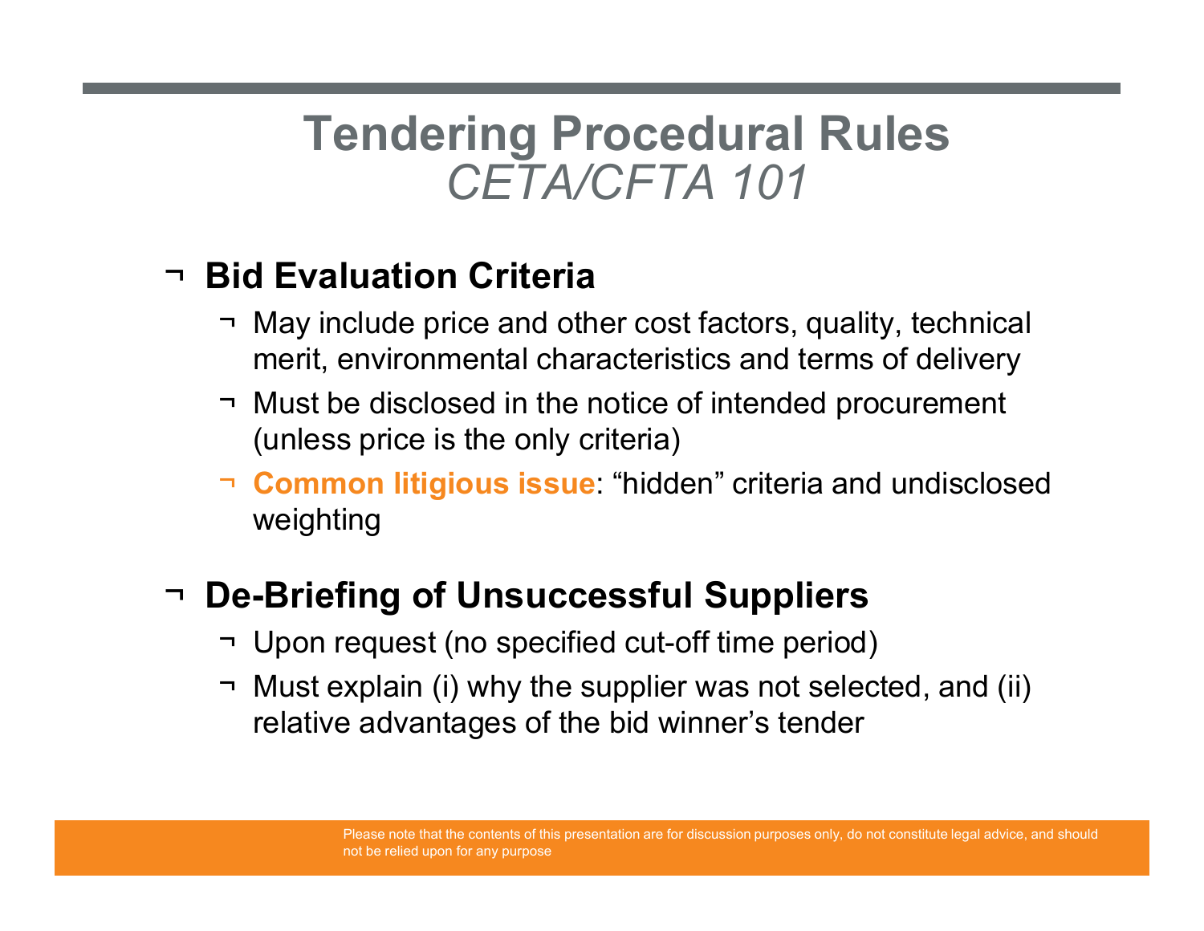# Tendering Procedural Rules
## *CETA/CFTA 101*

- **Bid Evaluation Criteria**
  - May include price and other cost factors, quality, technical merit, environmental characteristics and terms of delivery
  - Must be disclosed in the notice of intended procurement (unless price is the only criteria)
  - **Common litigious issue**: “hidden” criteria and undisclosed weighting
- **De-Briefing of Unsuccessful Suppliers**
  - Upon request (no specified cut-off time period)
  - Must explain (i) why the supplier was not selected, and (ii) relative advantages of the bid winner’s tender

Please note that the contents of this presentation are for discussion purposes only, do not constitute legal advice, and should not be relied upon for any purpose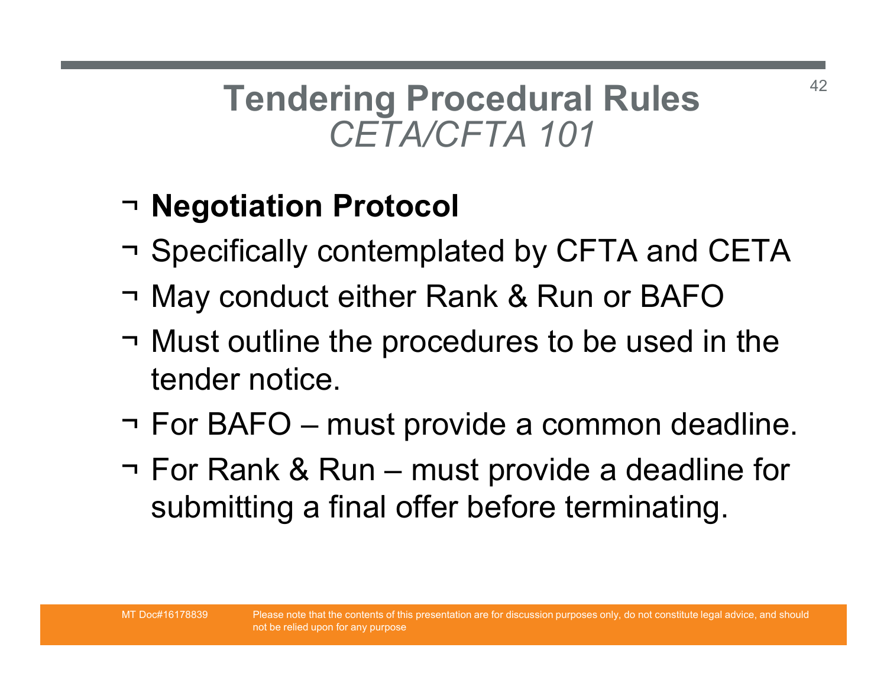# Tendering Procedural Rules
*CETA/CFTA 101*

- **Negotiation Protocol**
- Specifically contemplated by CFTA and CETA
- May conduct either Rank & Run or BAFO
- Must outline the procedures to be used in the tender notice.
- For BAFO – must provide a common deadline.
- For Rank & Run – must provide a deadline for submitting a final offer before terminating.

MT Doc#16178839 Please note that the contents of this presentation are for discussion purposes only, do not constitute legal advice, and should not be relied upon for any purpose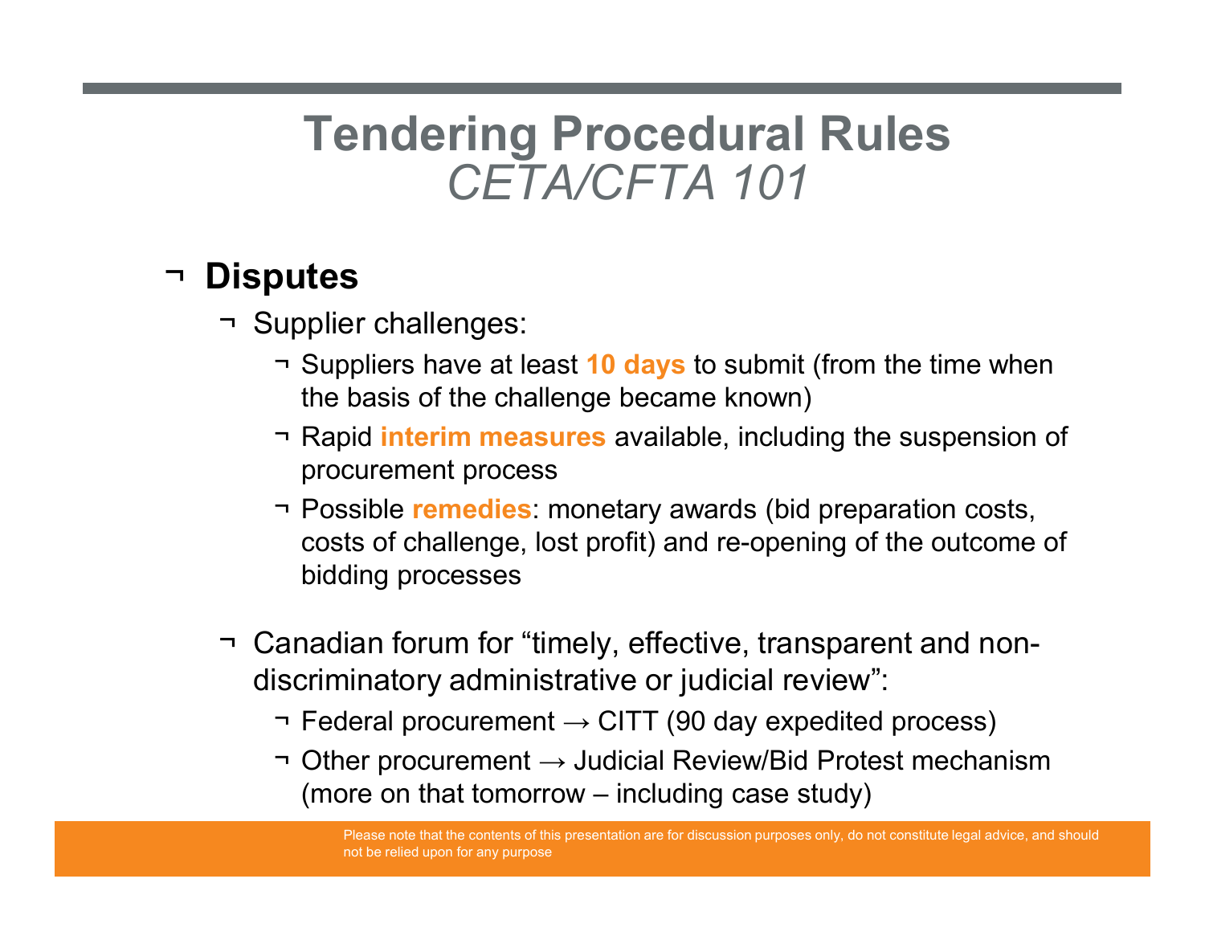# Tendering Procedural Rules
## *CETA/CFTA 101*

- **Disputes**
  - Supplier challenges:
    - Suppliers have at least **10 days** to submit (from the time when the basis of the challenge became known)
    - Rapid **interim measures** available, including the suspension of procurement process
    - Possible **remedies**: monetary awards (bid preparation costs, costs of challenge, lost profit) and re-opening of the outcome of bidding processes
  - Canadian forum for "timely, effective, transparent and non-discriminatory administrative or judicial review":
    - Federal procurement → CITT (90 day expedited process)
    - Other procurement → Judicial Review/Bid Protest mechanism (more on that tomorrow – including case study)

Please note that the contents of this presentation are for discussion purposes only, do not constitute legal advice, and should not be relied upon for any purpose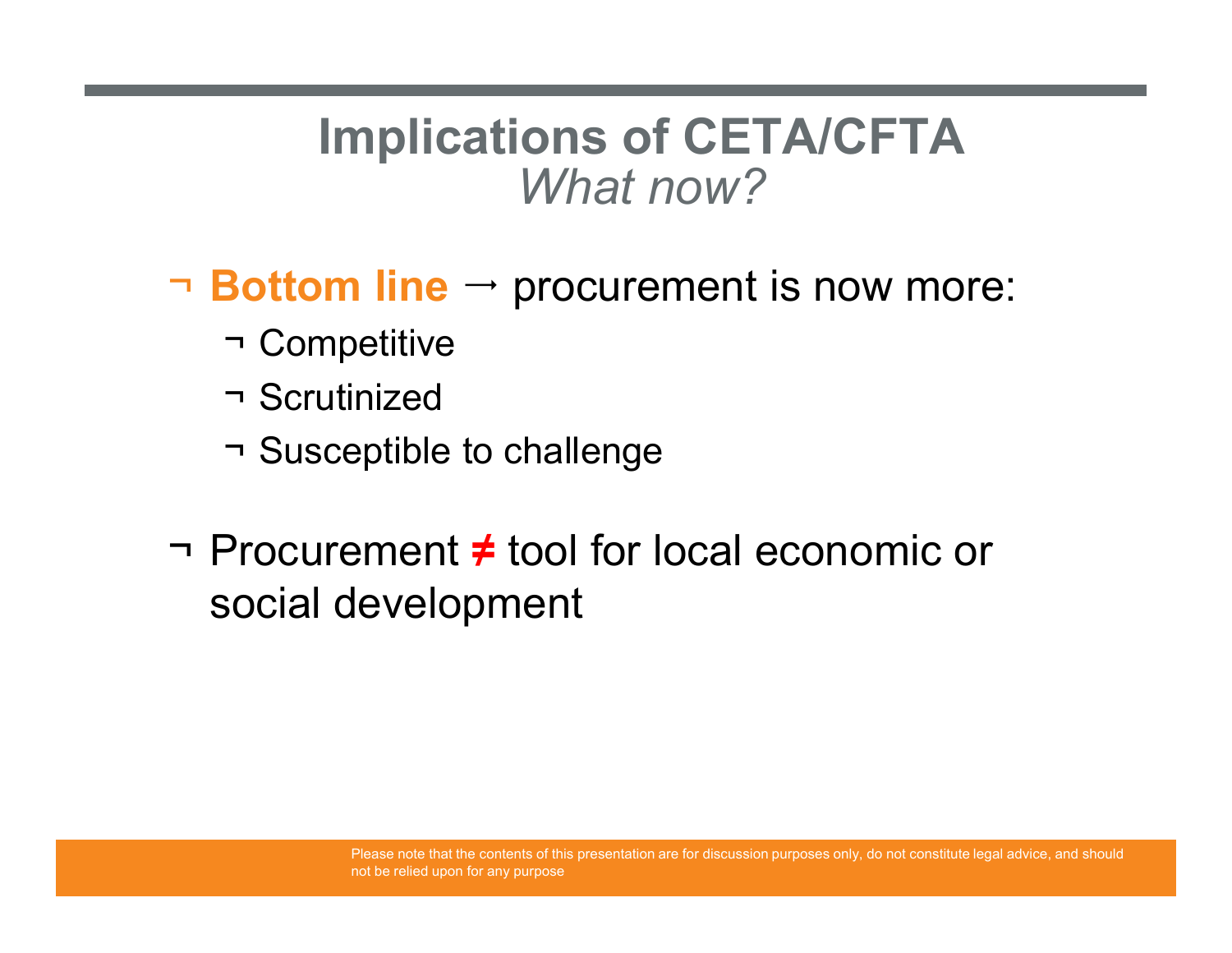# Implications of CETA/CFTA
## *What now?*

- **Bottom line** → procurement is now more:
  - Competitive
  - Scrutinized
  - Susceptible to challenge

- Procurement **≠** tool for local economic or social development

Please note that the contents of this presentation are for discussion purposes only, do not constitute legal advice, and should not be relied upon for any purpose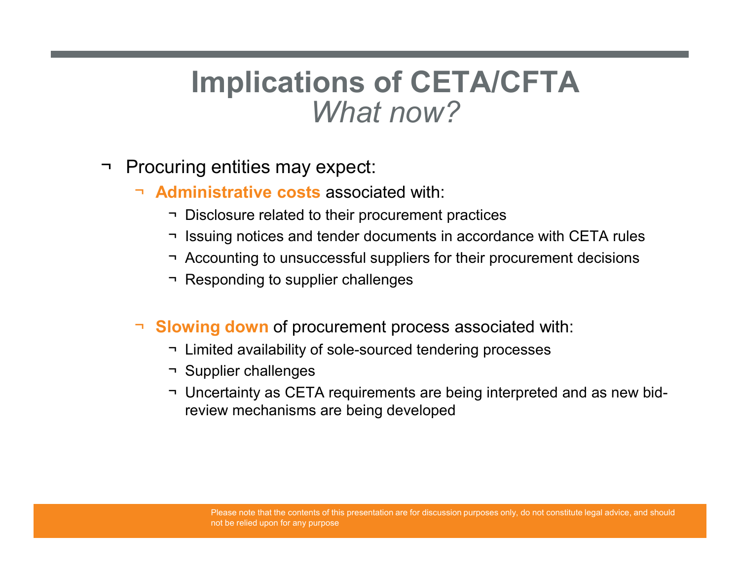# Implications of CETA/CFTA

*What now?*

- Procuring entities may expect:
  - **Administrative costs** associated with:
    - Disclosure related to their procurement practices
    - Issuing notices and tender documents in accordance with CETA rules
    - Accounting to unsuccessful suppliers for their procurement decisions
    - Responding to supplier challenges
  - **Slowing down** of procurement process associated with:
    - Limited availability of sole-sourced tendering processes
    - Supplier challenges
    - Uncertainty as CETA requirements are being interpreted and as new bid-review mechanisms are being developed

Please note that the contents of this presentation are for discussion purposes only, do not constitute legal advice, and should not be relied upon for any purpose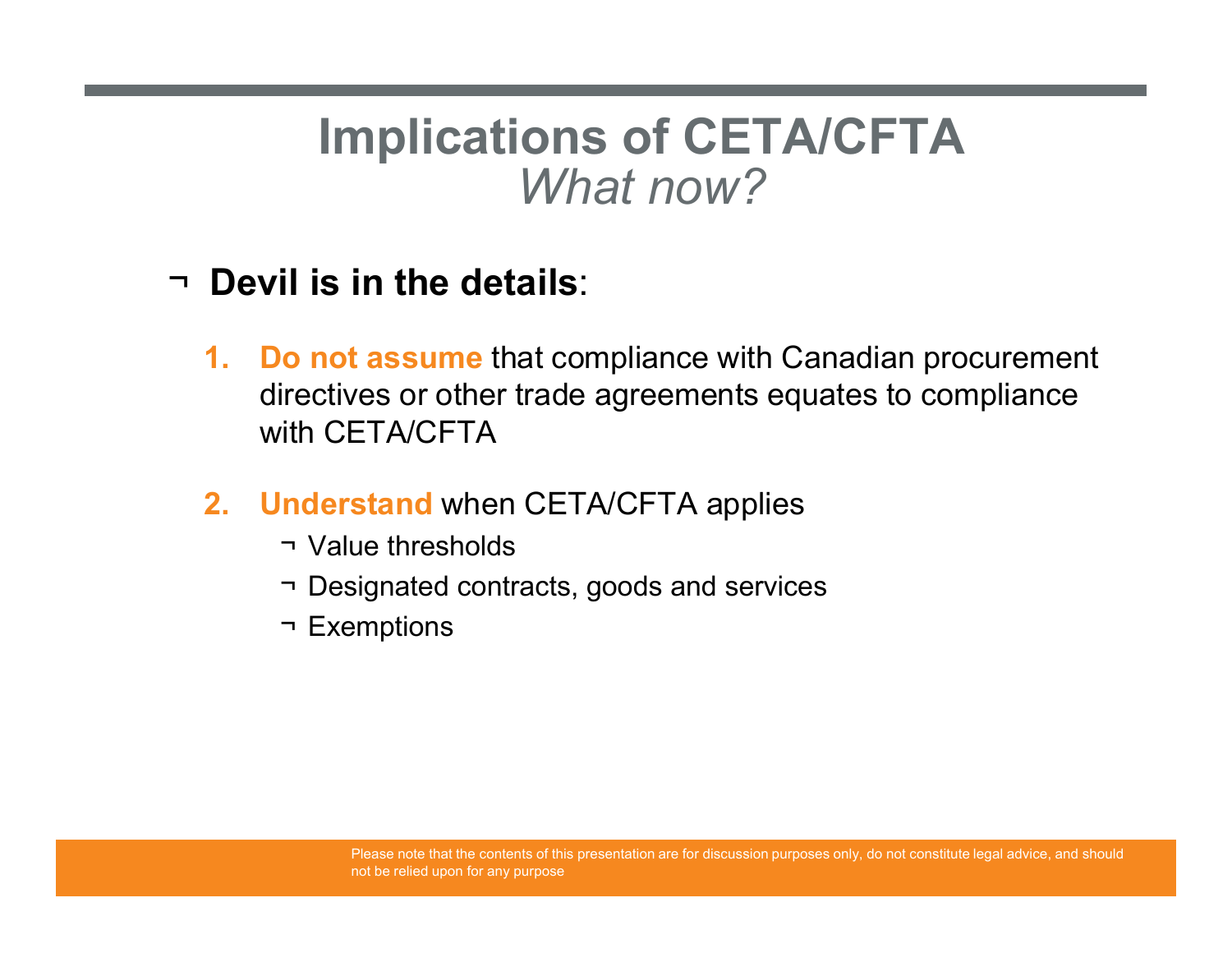# Implications of CETA/CFTA
## *What now?*

- **Devil is in the details**:

  1. **Do not assume** that compliance with Canadian procurement directives or other trade agreements equates to compliance with CETA/CFTA

  2. **Understand** when CETA/CFTA applies
     - Value thresholds
     - Designated contracts, goods and services
     - Exemptions

Please note that the contents of this presentation are for discussion purposes only, do not constitute legal advice, and should not be relied upon for any purpose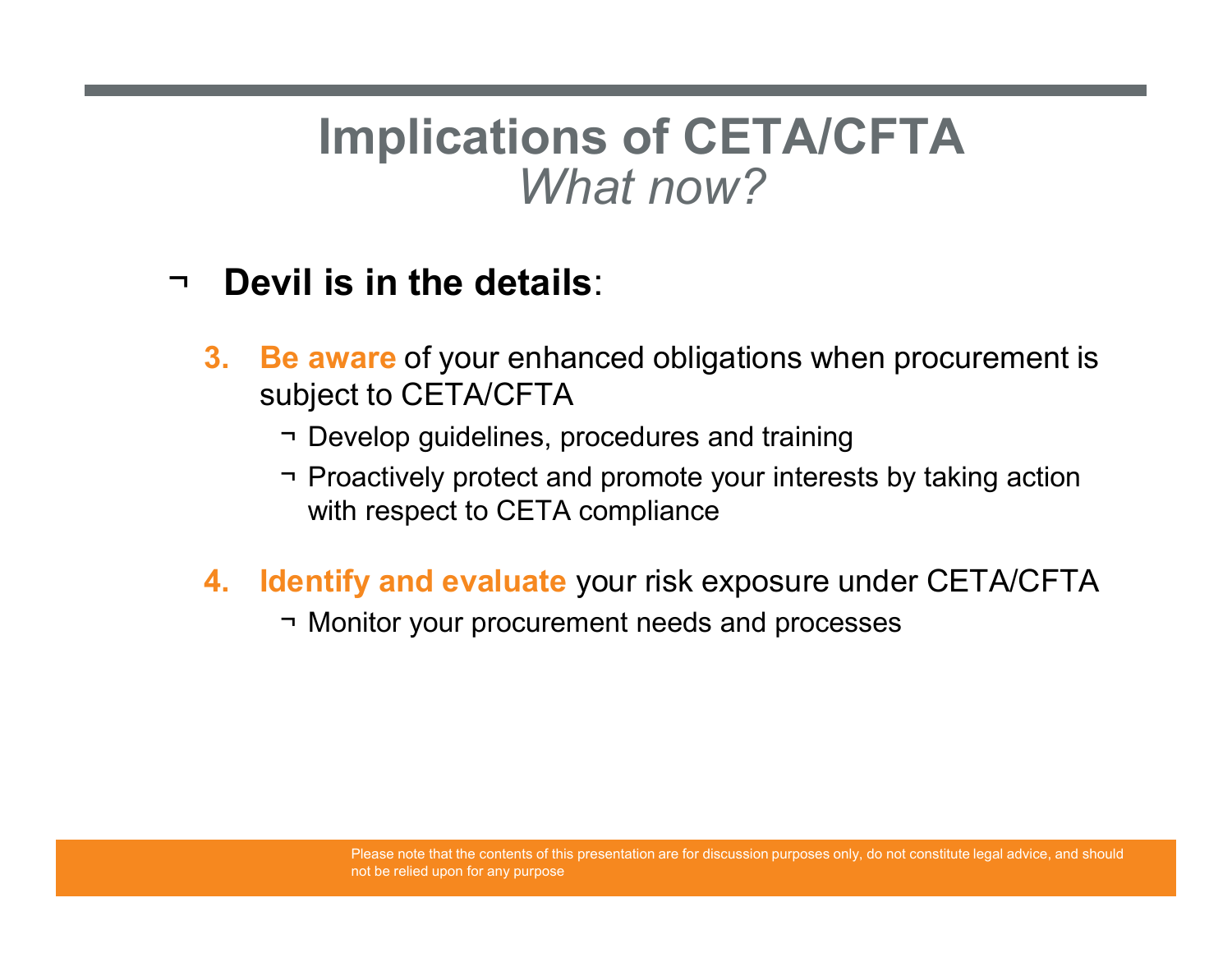# Implications of CETA/CFTA
## *What now?*

- **Devil is in the details**:

  3. **Be aware** of your enhanced obligations when procurement is subject to CETA/CFTA
     - Develop guidelines, procedures and training
     - Proactively protect and promote your interests by taking action with respect to CETA compliance

  4. **Identify and evaluate** your risk exposure under CETA/CFTA
     - Monitor your procurement needs and processes

Please note that the contents of this presentation are for discussion purposes only, do not constitute legal advice, and should not be relied upon for any purpose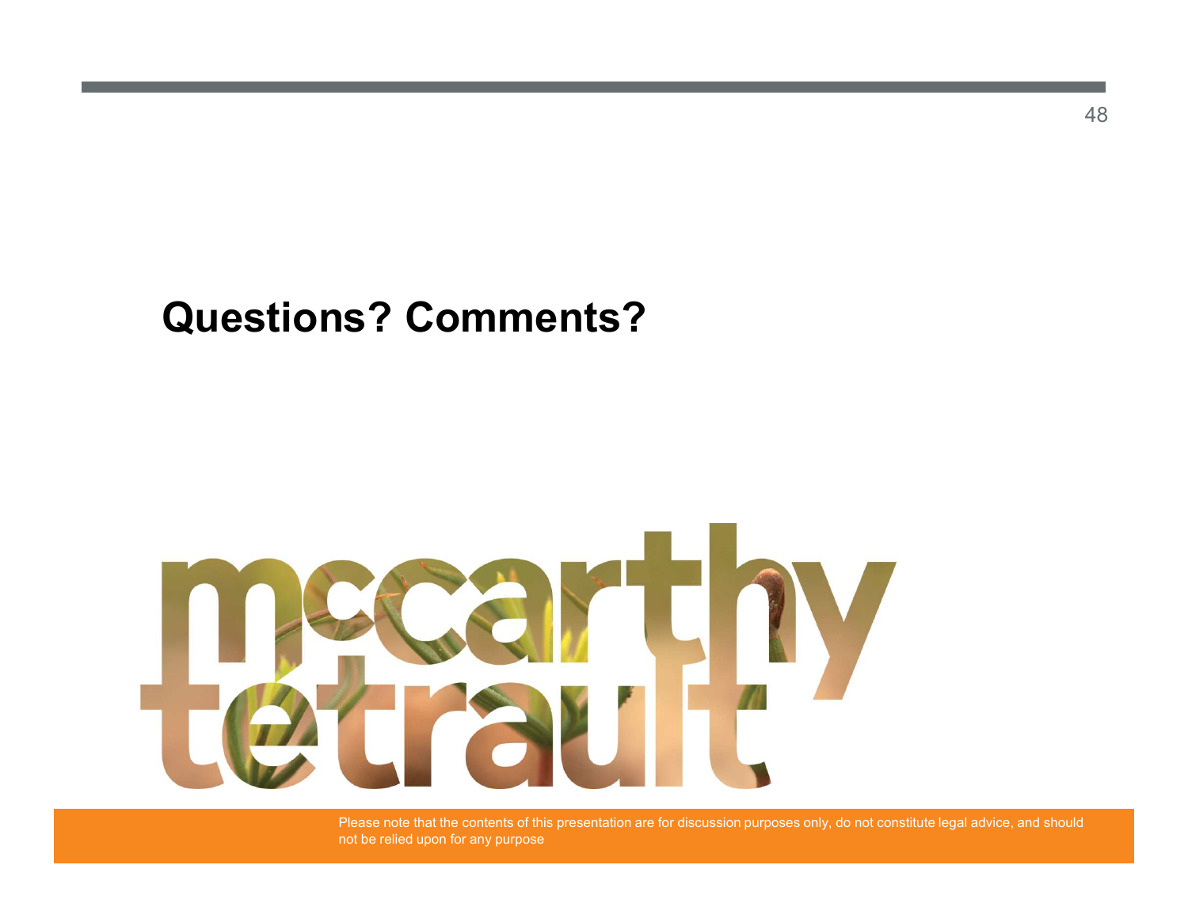# Questions? Comments?

mccarthy tétrault

Please note that the contents of this presentation are for discussion purposes only, do not constitute legal advice, and should not be relied upon for any purpose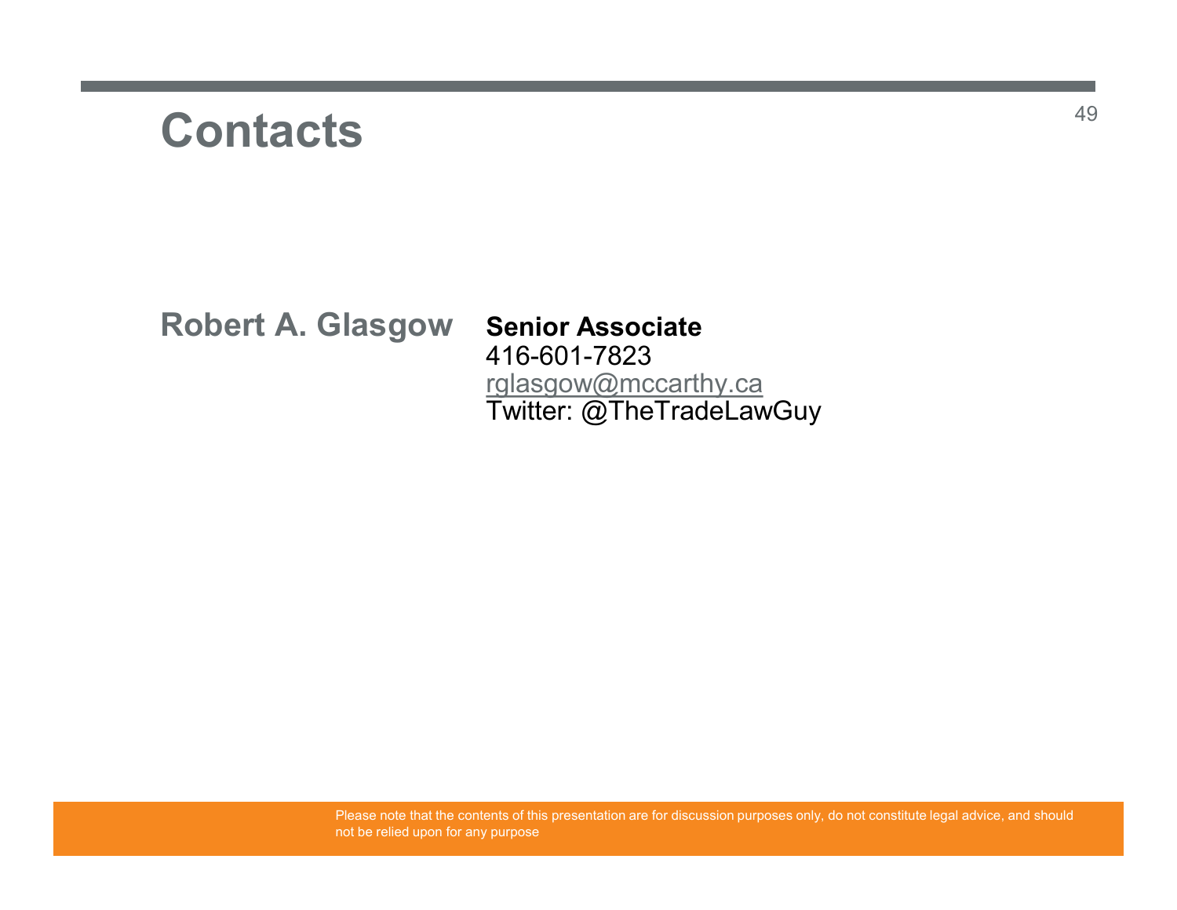# Contacts

**Robert A. Glasgow**

**Senior Associate**
416-601-7823
rglasgow@mccarthy.ca
Twitter: @TheTradeLawGuy

Please note that the contents of this presentation are for discussion purposes only, do not constitute legal advice, and should not be relied upon for any purpose